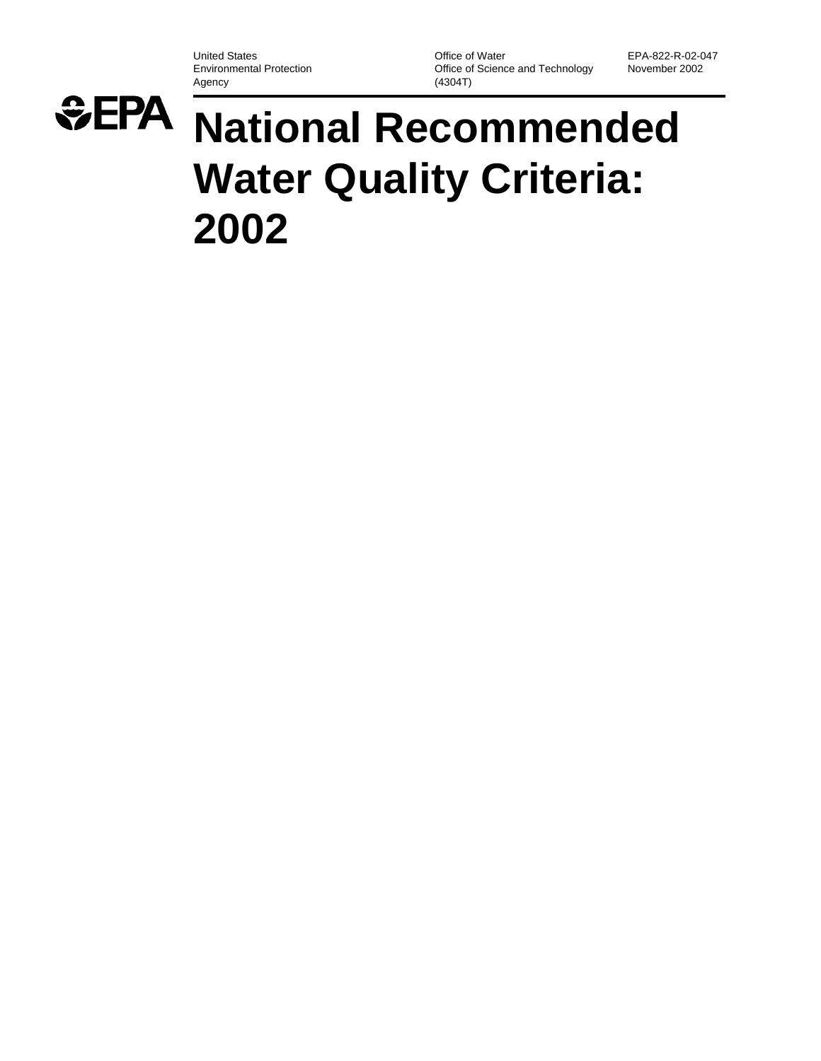United States
Environmental Protection
Agency

Office of Water
Office of Science and Technology
(4304T)

EPA-822-R-02-047
November 2002

EPA

# National Recommended Water Quality Criteria: 2002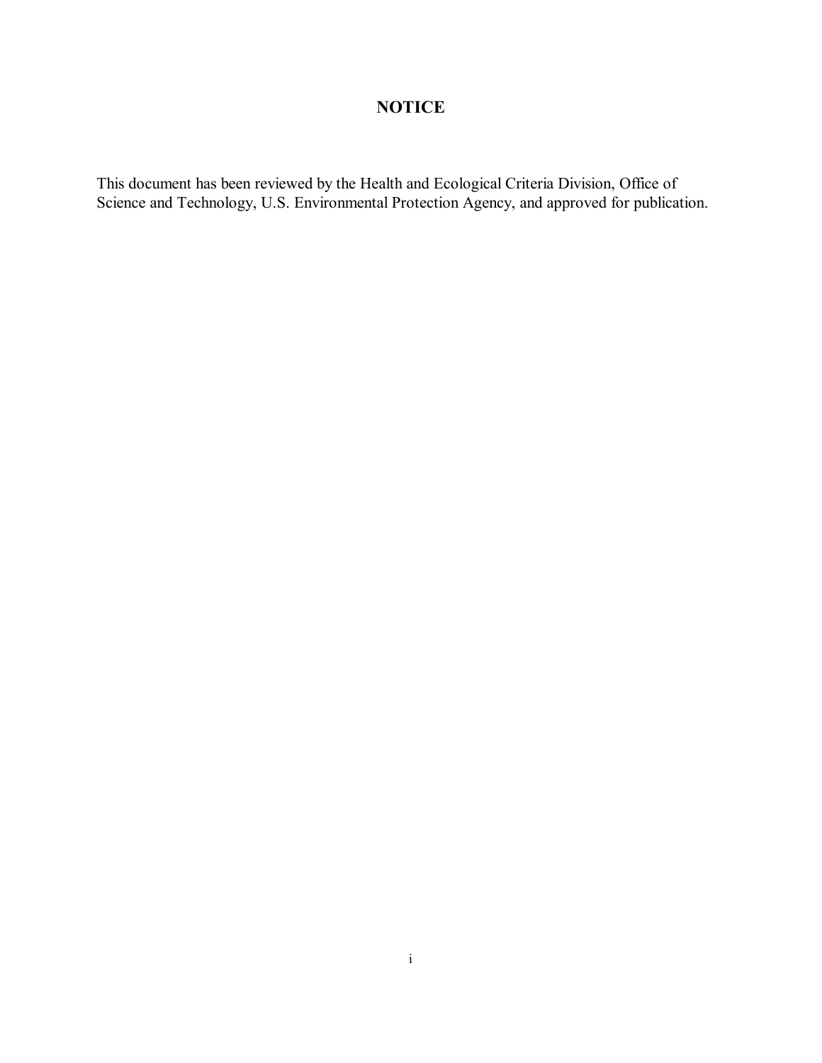# NOTICE

This document has been reviewed by the Health and Ecological Criteria Division, Office of Science and Technology, U.S. Environmental Protection Agency, and approved for publication.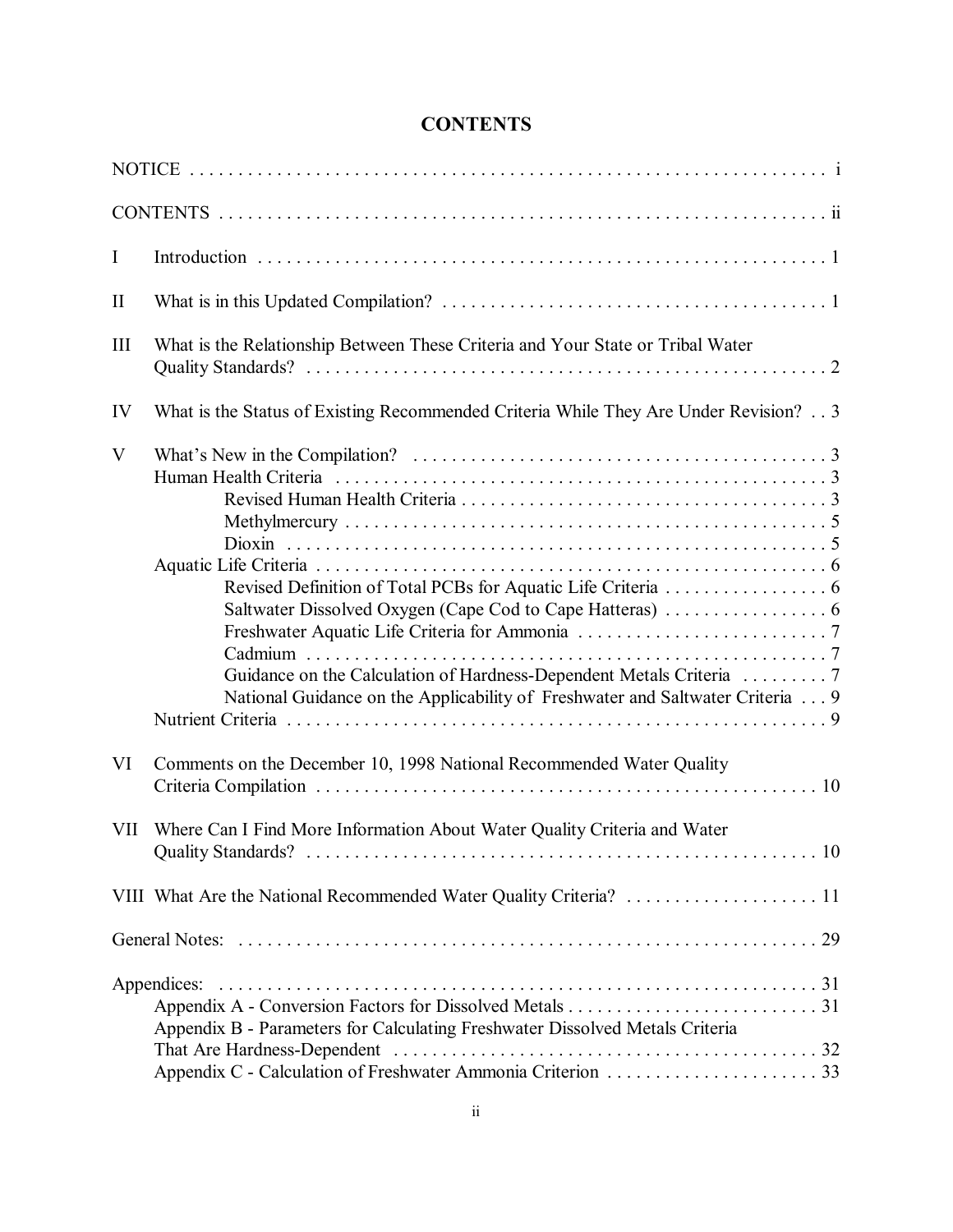# CONTENTS

NOTICE . . . . . . . . . . . . . . . . . . . . . . . . . . . . . . . . . . . . . . . . . . . . . . . . . . . . . . . . . . . . . i

CONTENTS . . . . . . . . . . . . . . . . . . . . . . . . . . . . . . . . . . . . . . . . . . . . . . . . . . . . . . . . . . . ii

I Introduction . . . . . . . . . . . . . . . . . . . . . . . . . . . . . . . . . . . . . . . . . . . . . . . . . . . . . . . . . . 1

II What is in this Updated Compilation? . . . . . . . . . . . . . . . . . . . . . . . . . . . . . . . . . . . . . . . . 1

III What is the Relationship Between These Criteria and Your State or Tribal Water Quality Standards? . . . . . . . . . . . . . . . . . . . . . . . . . . . . . . . . . . . . . . . . . . . . . . . . . . . . . 2

IV What is the Status of Existing Recommended Criteria While They Are Under Revision? . . 3

V What's New in the Compilation? . . . . . . . . . . . . . . . . . . . . . . . . . . . . . . . . . . . . . . . . . . . . 3
- Human Health Criteria . . . . . . . . . . . . . . . . . . . . . . . . . . . . . . . . . . . . . . . . . . . . . . . . . . . 3
  - Revised Human Health Criteria . . . . . . . . . . . . . . . . . . . . . . . . . . . . . . . . . . . . . 3
  - Methylmercury . . . . . . . . . . . . . . . . . . . . . . . . . . . . . . . . . . . . . . . . . . . . . . . . . . 5
  - Dioxin . . . . . . . . . . . . . . . . . . . . . . . . . . . . . . . . . . . . . . . . . . . . . . . . . . . . . . . . 5
- Aquatic Life Criteria . . . . . . . . . . . . . . . . . . . . . . . . . . . . . . . . . . . . . . . . . . . . . . . . . . . . 6
  - Revised Definition of Total PCBs for Aquatic Life Criteria . . . . . . . . . . . . . . . . . 6
  - Saltwater Dissolved Oxygen (Cape Cod to Cape Hatteras) . . . . . . . . . . . . . . . . . 6
  - Freshwater Aquatic Life Criteria for Ammonia . . . . . . . . . . . . . . . . . . . . . . . . . . 7
  - Cadmium . . . . . . . . . . . . . . . . . . . . . . . . . . . . . . . . . . . . . . . . . . . . . . . . . . . . . . 7
  - Guidance on the Calculation of Hardness-Dependent Metals Criteria . . . . . . . . . 7
  - National Guidance on the Applicability of Freshwater and Saltwater Criteria . . . 9
- Nutrient Criteria . . . . . . . . . . . . . . . . . . . . . . . . . . . . . . . . . . . . . . . . . . . . . . . . . . . . . . . 9

VI Comments on the December 10, 1998 National Recommended Water Quality Criteria Compilation . . . . . . . . . . . . . . . . . . . . . . . . . . . . . . . . . . . . . . . . . . . . . . . . . . . . 10

VII Where Can I Find More Information About Water Quality Criteria and Water Quality Standards? . . . . . . . . . . . . . . . . . . . . . . . . . . . . . . . . . . . . . . . . . . . . . . . . . . . . . 10

VIII What Are the National Recommended Water Quality Criteria? . . . . . . . . . . . . . . . . . . . . 11

General Notes: . . . . . . . . . . . . . . . . . . . . . . . . . . . . . . . . . . . . . . . . . . . . . . . . . . . . . . . . . . . 29

Appendices: . . . . . . . . . . . . . . . . . . . . . . . . . . . . . . . . . . . . . . . . . . . . . . . . . . . . . . . . . . . . . 31
- Appendix A - Conversion Factors for Dissolved Metals . . . . . . . . . . . . . . . . . . . . . . . . . . 31
- Appendix B - Parameters for Calculating Freshwater Dissolved Metals Criteria That Are Hardness-Dependent . . . . . . . . . . . . . . . . . . . . . . . . . . . . . . . . . . . . . . . . . . . . 32
- Appendix C - Calculation of Freshwater Ammonia Criterion . . . . . . . . . . . . . . . . . . . . . . 33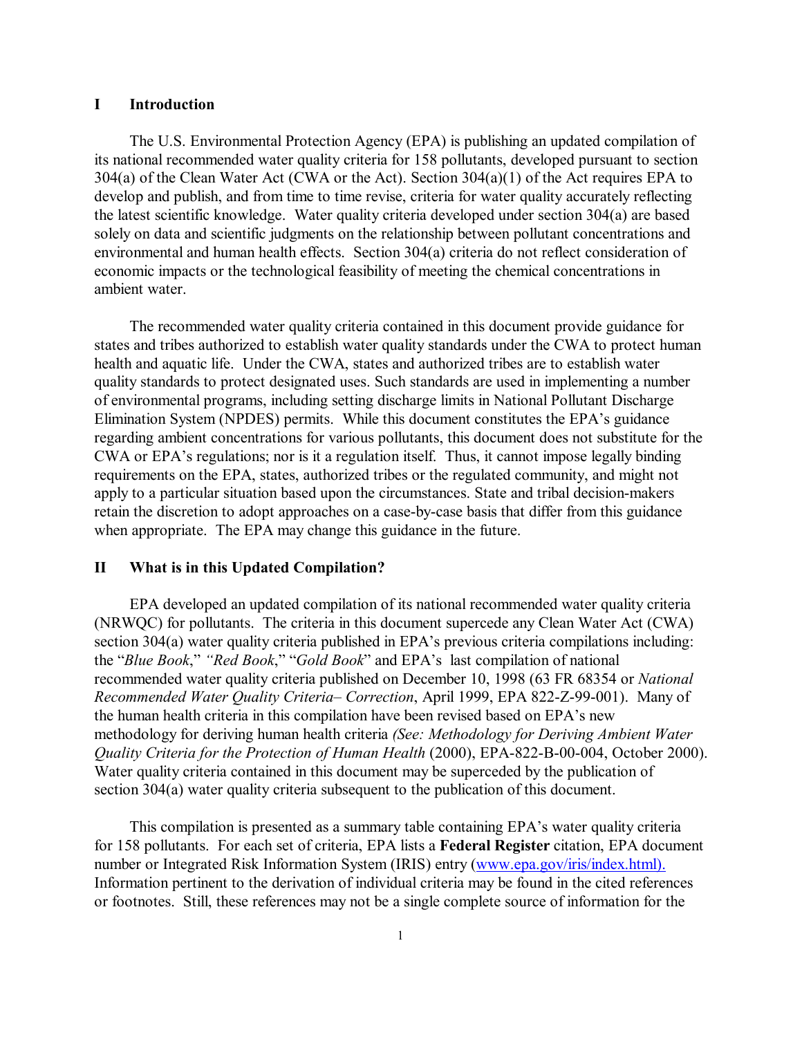## I Introduction

The U.S. Environmental Protection Agency (EPA) is publishing an updated compilation of its national recommended water quality criteria for 158 pollutants, developed pursuant to section 304(a) of the Clean Water Act (CWA or the Act). Section 304(a)(1) of the Act requires EPA to develop and publish, and from time to time revise, criteria for water quality accurately reflecting the latest scientific knowledge. Water quality criteria developed under section 304(a) are based solely on data and scientific judgments on the relationship between pollutant concentrations and environmental and human health effects. Section 304(a) criteria do not reflect consideration of economic impacts or the technological feasibility of meeting the chemical concentrations in ambient water.

The recommended water quality criteria contained in this document provide guidance for states and tribes authorized to establish water quality standards under the CWA to protect human health and aquatic life. Under the CWA, states and authorized tribes are to establish water quality standards to protect designated uses. Such standards are used in implementing a number of environmental programs, including setting discharge limits in National Pollutant Discharge Elimination System (NPDES) permits. While this document constitutes the EPA's guidance regarding ambient concentrations for various pollutants, this document does not substitute for the CWA or EPA's regulations; nor is it a regulation itself. Thus, it cannot impose legally binding requirements on the EPA, states, authorized tribes or the regulated community, and might not apply to a particular situation based upon the circumstances. State and tribal decision-makers retain the discretion to adopt approaches on a case-by-case basis that differ from this guidance when appropriate. The EPA may change this guidance in the future.

## II What is in this Updated Compilation?

EPA developed an updated compilation of its national recommended water quality criteria (NRWQC) for pollutants. The criteria in this document supercede any Clean Water Act (CWA) section 304(a) water quality criteria published in EPA's previous criteria compilations including: the "*Blue Book*," *"Red Book*," "*Gold Book*" and EPA's last compilation of national recommended water quality criteria published on December 10, 1998 (63 FR 68354 or *National Recommended Water Quality Criteria– Correction*, April 1999, EPA 822-Z-99-001). Many of the human health criteria in this compilation have been revised based on EPA's new methodology for deriving human health criteria *(See: Methodology for Deriving Ambient Water Quality Criteria for the Protection of Human Health* (2000), EPA-822-B-00-004, October 2000). Water quality criteria contained in this document may be superceded by the publication of section 304(a) water quality criteria subsequent to the publication of this document.

This compilation is presented as a summary table containing EPA's water quality criteria for 158 pollutants. For each set of criteria, EPA lists a **Federal Register** citation, EPA document number or Integrated Risk Information System (IRIS) entry (www.epa.gov/iris/index.html). Information pertinent to the derivation of individual criteria may be found in the cited references or footnotes. Still, these references may not be a single complete source of information for the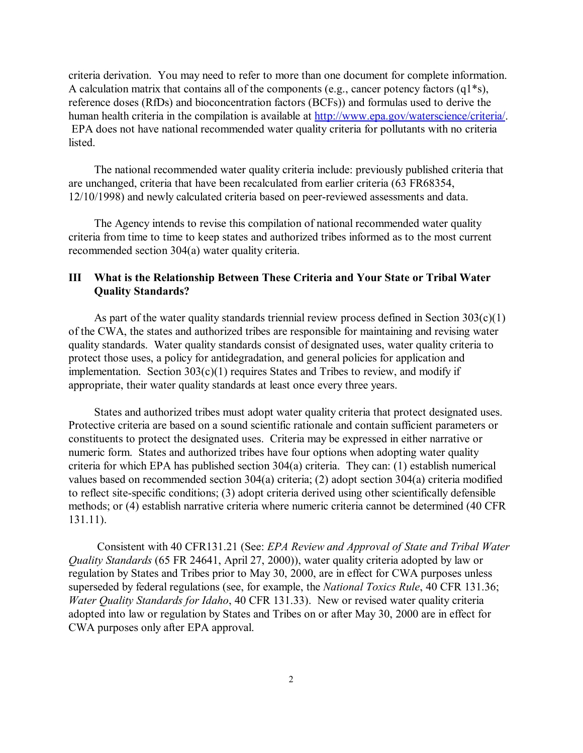criteria derivation. You may need to refer to more than one document for complete information. A calculation matrix that contains all of the components (e.g., cancer potency factors (q1*s), reference doses (RfDs) and bioconcentration factors (BCFs)) and formulas used to derive the human health criteria in the compilation is available at http://www.epa.gov/waterscience/criteria/. EPA does not have national recommended water quality criteria for pollutants with no criteria listed.

The national recommended water quality criteria include: previously published criteria that are unchanged, criteria that have been recalculated from earlier criteria (63 FR68354, 12/10/1998) and newly calculated criteria based on peer-reviewed assessments and data.

The Agency intends to revise this compilation of national recommended water quality criteria from time to time to keep states and authorized tribes informed as to the most current recommended section 304(a) water quality criteria.

## III What is the Relationship Between These Criteria and Your State or Tribal Water Quality Standards?

As part of the water quality standards triennial review process defined in Section 303(c)(1) of the CWA, the states and authorized tribes are responsible for maintaining and revising water quality standards. Water quality standards consist of designated uses, water quality criteria to protect those uses, a policy for antidegradation, and general policies for application and implementation. Section 303(c)(1) requires States and Tribes to review, and modify if appropriate, their water quality standards at least once every three years.

States and authorized tribes must adopt water quality criteria that protect designated uses. Protective criteria are based on a sound scientific rationale and contain sufficient parameters or constituents to protect the designated uses. Criteria may be expressed in either narrative or numeric form. States and authorized tribes have four options when adopting water quality criteria for which EPA has published section 304(a) criteria. They can: (1) establish numerical values based on recommended section 304(a) criteria; (2) adopt section 304(a) criteria modified to reflect site-specific conditions; (3) adopt criteria derived using other scientifically defensible methods; or (4) establish narrative criteria where numeric criteria cannot be determined (40 CFR 131.11).

Consistent with 40 CFR131.21 (See: *EPA Review and Approval of State and Tribal Water Quality Standards* (65 FR 24641, April 27, 2000)), water quality criteria adopted by law or regulation by States and Tribes prior to May 30, 2000, are in effect for CWA purposes unless superseded by federal regulations (see, for example, the *National Toxics Rule*, 40 CFR 131.36; *Water Quality Standards for Idaho*, 40 CFR 131.33). New or revised water quality criteria adopted into law or regulation by States and Tribes on or after May 30, 2000 are in effect for CWA purposes only after EPA approval.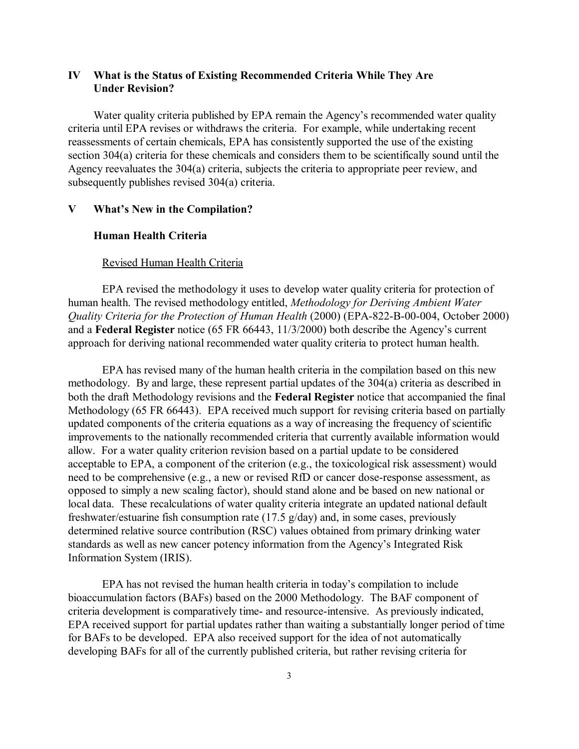## IV What is the Status of Existing Recommended Criteria While They Are Under Revision?

Water quality criteria published by EPA remain the Agency's recommended water quality criteria until EPA revises or withdraws the criteria. For example, while undertaking recent reassessments of certain chemicals, EPA has consistently supported the use of the existing section 304(a) criteria for these chemicals and considers them to be scientifically sound until the Agency reevaluates the 304(a) criteria, subjects the criteria to appropriate peer review, and subsequently publishes revised 304(a) criteria.

## V What's New in the Compilation?

### Human Health Criteria

#### Revised Human Health Criteria

EPA revised the methodology it uses to develop water quality criteria for protection of human health. The revised methodology entitled, *Methodology for Deriving Ambient Water Quality Criteria for the Protection of Human Health* (2000) (EPA-822-B-00-004, October 2000) and a **Federal Register** notice (65 FR 66443, 11/3/2000) both describe the Agency's current approach for deriving national recommended water quality criteria to protect human health.

EPA has revised many of the human health criteria in the compilation based on this new methodology. By and large, these represent partial updates of the 304(a) criteria as described in both the draft Methodology revisions and the **Federal Register** notice that accompanied the final Methodology (65 FR 66443). EPA received much support for revising criteria based on partially updated components of the criteria equations as a way of increasing the frequency of scientific improvements to the nationally recommended criteria that currently available information would allow. For a water quality criterion revision based on a partial update to be considered acceptable to EPA, a component of the criterion (e.g., the toxicological risk assessment) would need to be comprehensive (e.g., a new or revised RfD or cancer dose-response assessment, as opposed to simply a new scaling factor), should stand alone and be based on new national or local data. These recalculations of water quality criteria integrate an updated national default freshwater/estuarine fish consumption rate (17.5 g/day) and, in some cases, previously determined relative source contribution (RSC) values obtained from primary drinking water standards as well as new cancer potency information from the Agency's Integrated Risk Information System (IRIS).

EPA has not revised the human health criteria in today's compilation to include bioaccumulation factors (BAFs) based on the 2000 Methodology. The BAF component of criteria development is comparatively time- and resource-intensive. As previously indicated, EPA received support for partial updates rather than waiting a substantially longer period of time for BAFs to be developed. EPA also received support for the idea of not automatically developing BAFs for all of the currently published criteria, but rather revising criteria for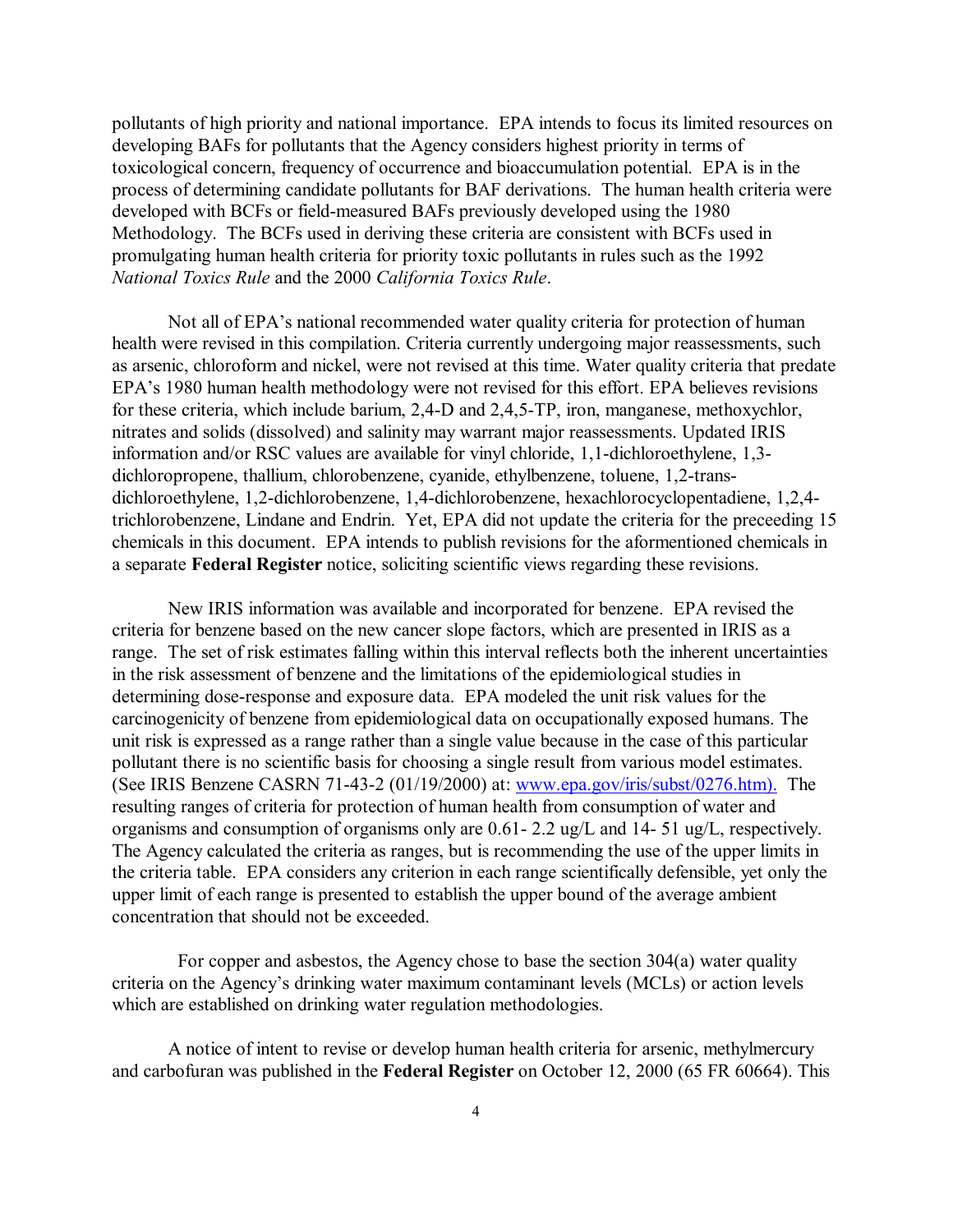pollutants of high priority and national importance. EPA intends to focus its limited resources on developing BAFs for pollutants that the Agency considers highest priority in terms of toxicological concern, frequency of occurrence and bioaccumulation potential. EPA is in the process of determining candidate pollutants for BAF derivations. The human health criteria were developed with BCFs or field-measured BAFs previously developed using the 1980 Methodology. The BCFs used in deriving these criteria are consistent with BCFs used in promulgating human health criteria for priority toxic pollutants in rules such as the 1992 *National Toxics Rule* and the 2000 *California Toxics Rule*.

Not all of EPA's national recommended water quality criteria for protection of human health were revised in this compilation. Criteria currently undergoing major reassessments, such as arsenic, chloroform and nickel, were not revised at this time. Water quality criteria that predate EPA's 1980 human health methodology were not revised for this effort. EPA believes revisions for these criteria, which include barium, 2,4-D and 2,4,5-TP, iron, manganese, methoxychlor, nitrates and solids (dissolved) and salinity may warrant major reassessments. Updated IRIS information and/or RSC values are available for vinyl chloride, 1,1-dichloroethylene, 1,3-dichloropropene, thallium, chlorobenzene, cyanide, ethylbenzene, toluene, 1,2-trans-dichloroethylene, 1,2-dichlorobenzene, 1,4-dichlorobenzene, hexachlorocyclopentadiene, 1,2,4-trichlorobenzene, Lindane and Endrin. Yet, EPA did not update the criteria for the preceeding 15 chemicals in this document. EPA intends to publish revisions for the aforementioned chemicals in a separate **Federal Register** notice, soliciting scientific views regarding these revisions.

New IRIS information was available and incorporated for benzene. EPA revised the criteria for benzene based on the new cancer slope factors, which are presented in IRIS as a range. The set of risk estimates falling within this interval reflects both the inherent uncertainties in the risk assessment of benzene and the limitations of the epidemiological studies in determining dose-response and exposure data. EPA modeled the unit risk values for the carcinogenicity of benzene from epidemiological data on occupationally exposed humans. The unit risk is expressed as a range rather than a single value because in the case of this particular pollutant there is no scientific basis for choosing a single result from various model estimates. (See IRIS Benzene CASRN 71-43-2 (01/19/2000) at: www.epa.gov/iris/subst/0276.htm). The resulting ranges of criteria for protection of human health from consumption of water and organisms and consumption of organisms only are 0.61- 2.2 ug/L and 14- 51 ug/L, respectively. The Agency calculated the criteria as ranges, but is recommending the use of the upper limits in the criteria table. EPA considers any criterion in each range scientifically defensible, yet only the upper limit of each range is presented to establish the upper bound of the average ambient concentration that should not be exceeded.

For copper and asbestos, the Agency chose to base the section 304(a) water quality criteria on the Agency's drinking water maximum contaminant levels (MCLs) or action levels which are established on drinking water regulation methodologies.

A notice of intent to revise or develop human health criteria for arsenic, methylmercury and carbofuran was published in the **Federal Register** on October 12, 2000 (65 FR 60664). This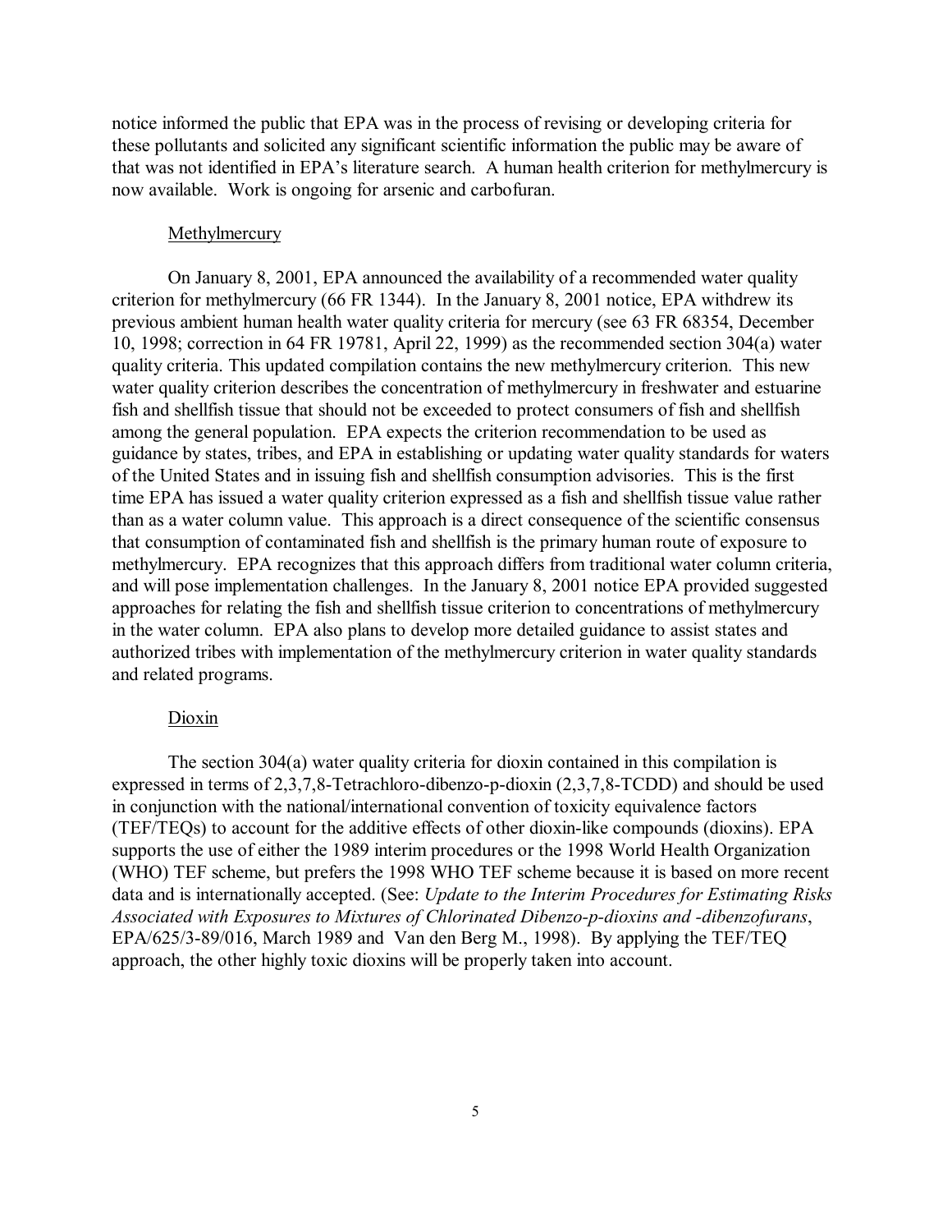notice informed the public that EPA was in the process of revising or developing criteria for these pollutants and solicited any significant scientific information the public may be aware of that was not identified in EPA's literature search. A human health criterion for methylmercury is now available. Work is ongoing for arsenic and carbofuran.

### Methylmercury

On January 8, 2001, EPA announced the availability of a recommended water quality criterion for methylmercury (66 FR 1344). In the January 8, 2001 notice, EPA withdrew its previous ambient human health water quality criteria for mercury (see 63 FR 68354, December 10, 1998; correction in 64 FR 19781, April 22, 1999) as the recommended section 304(a) water quality criteria. This updated compilation contains the new methylmercury criterion. This new water quality criterion describes the concentration of methylmercury in freshwater and estuarine fish and shellfish tissue that should not be exceeded to protect consumers of fish and shellfish among the general population. EPA expects the criterion recommendation to be used as guidance by states, tribes, and EPA in establishing or updating water quality standards for waters of the United States and in issuing fish and shellfish consumption advisories. This is the first time EPA has issued a water quality criterion expressed as a fish and shellfish tissue value rather than as a water column value. This approach is a direct consequence of the scientific consensus that consumption of contaminated fish and shellfish is the primary human route of exposure to methylmercury. EPA recognizes that this approach differs from traditional water column criteria, and will pose implementation challenges. In the January 8, 2001 notice EPA provided suggested approaches for relating the fish and shellfish tissue criterion to concentrations of methylmercury in the water column. EPA also plans to develop more detailed guidance to assist states and authorized tribes with implementation of the methylmercury criterion in water quality standards and related programs.

### Dioxin

The section 304(a) water quality criteria for dioxin contained in this compilation is expressed in terms of 2,3,7,8-Tetrachloro-dibenzo-p-dioxin (2,3,7,8-TCDD) and should be used in conjunction with the national/international convention of toxicity equivalence factors (TEF/TEQs) to account for the additive effects of other dioxin-like compounds (dioxins). EPA supports the use of either the 1989 interim procedures or the 1998 World Health Organization (WHO) TEF scheme, but prefers the 1998 WHO TEF scheme because it is based on more recent data and is internationally accepted. (See: *Update to the Interim Procedures for Estimating Risks Associated with Exposures to Mixtures of Chlorinated Dibenzo-p-dioxins and -dibenzofurans*, EPA/625/3-89/016, March 1989 and Van den Berg M., 1998). By applying the TEF/TEQ approach, the other highly toxic dioxins will be properly taken into account.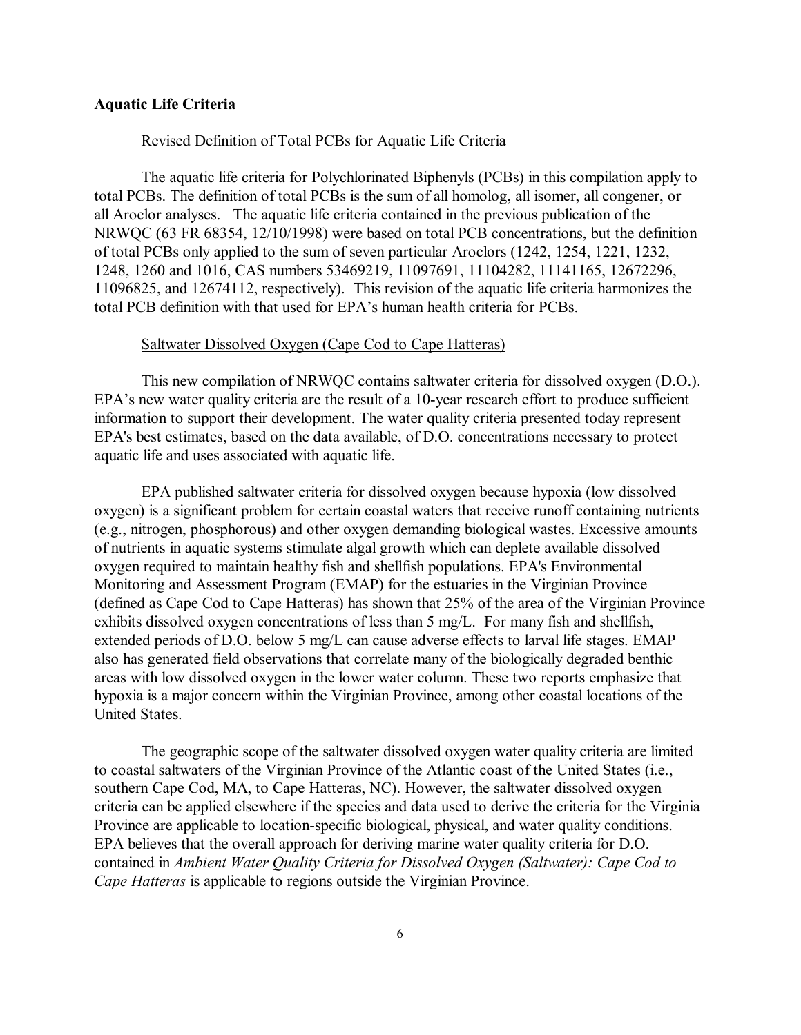## Aquatic Life Criteria

### Revised Definition of Total PCBs for Aquatic Life Criteria

The aquatic life criteria for Polychlorinated Biphenyls (PCBs) in this compilation apply to total PCBs. The definition of total PCBs is the sum of all homolog, all isomer, all congener, or all Aroclor analyses. The aquatic life criteria contained in the previous publication of the NRWQC (63 FR 68354, 12/10/1998) were based on total PCB concentrations, but the definition of total PCBs only applied to the sum of seven particular Aroclors (1242, 1254, 1221, 1232, 1248, 1260 and 1016, CAS numbers 53469219, 11097691, 11104282, 11141165, 12672296, 11096825, and 12674112, respectively). This revision of the aquatic life criteria harmonizes the total PCB definition with that used for EPA's human health criteria for PCBs.

### Saltwater Dissolved Oxygen (Cape Cod to Cape Hatteras)

This new compilation of NRWQC contains saltwater criteria for dissolved oxygen (D.O.). EPA's new water quality criteria are the result of a 10-year research effort to produce sufficient information to support their development. The water quality criteria presented today represent EPA's best estimates, based on the data available, of D.O. concentrations necessary to protect aquatic life and uses associated with aquatic life.

EPA published saltwater criteria for dissolved oxygen because hypoxia (low dissolved oxygen) is a significant problem for certain coastal waters that receive runoff containing nutrients (e.g., nitrogen, phosphorous) and other oxygen demanding biological wastes. Excessive amounts of nutrients in aquatic systems stimulate algal growth which can deplete available dissolved oxygen required to maintain healthy fish and shellfish populations. EPA's Environmental Monitoring and Assessment Program (EMAP) for the estuaries in the Virginian Province (defined as Cape Cod to Cape Hatteras) has shown that 25% of the area of the Virginian Province exhibits dissolved oxygen concentrations of less than 5 mg/L. For many fish and shellfish, extended periods of D.O. below 5 mg/L can cause adverse effects to larval life stages. EMAP also has generated field observations that correlate many of the biologically degraded benthic areas with low dissolved oxygen in the lower water column. These two reports emphasize that hypoxia is a major concern within the Virginian Province, among other coastal locations of the United States.

The geographic scope of the saltwater dissolved oxygen water quality criteria are limited to coastal saltwaters of the Virginian Province of the Atlantic coast of the United States (i.e., southern Cape Cod, MA, to Cape Hatteras, NC). However, the saltwater dissolved oxygen criteria can be applied elsewhere if the species and data used to derive the criteria for the Virginia Province are applicable to location-specific biological, physical, and water quality conditions. EPA believes that the overall approach for deriving marine water quality criteria for D.O. contained in *Ambient Water Quality Criteria for Dissolved Oxygen (Saltwater): Cape Cod to Cape Hatteras* is applicable to regions outside the Virginian Province.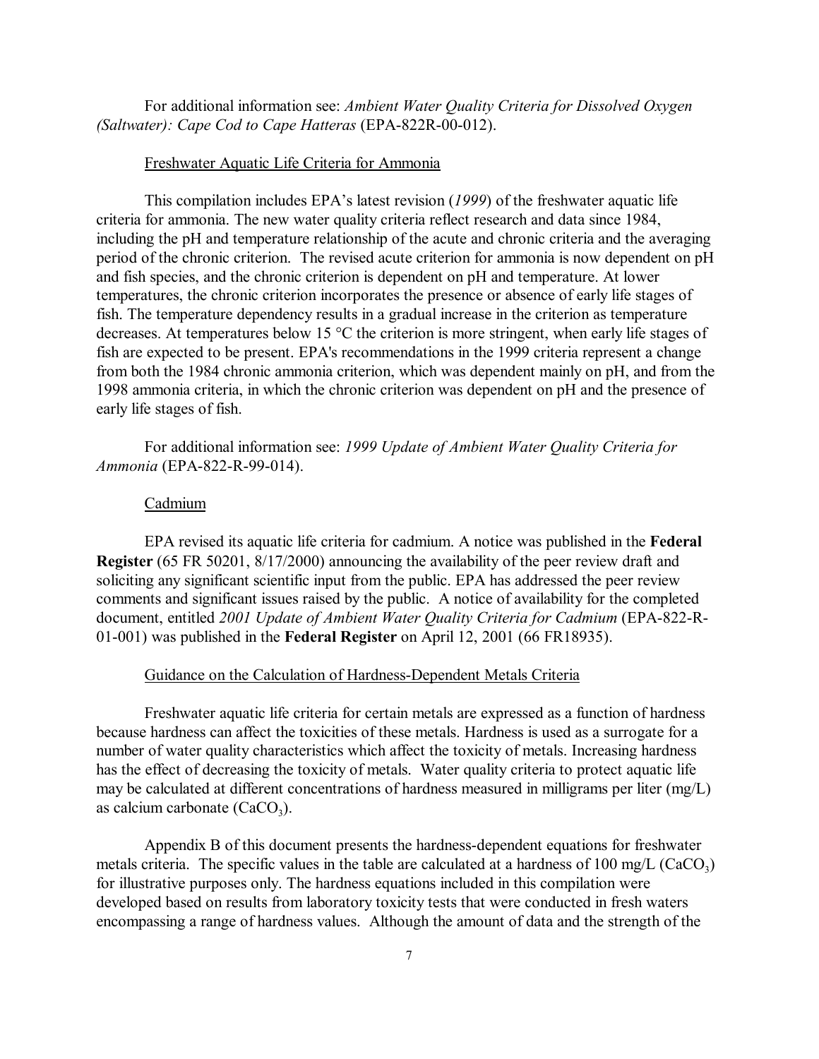For additional information see: *Ambient Water Quality Criteria for Dissolved Oxygen (Saltwater): Cape Cod to Cape Hatteras* (EPA-822R-00-012).

### Freshwater Aquatic Life Criteria for Ammonia

This compilation includes EPA's latest revision (*1999*) of the freshwater aquatic life criteria for ammonia. The new water quality criteria reflect research and data since 1984, including the pH and temperature relationship of the acute and chronic criteria and the averaging period of the chronic criterion. The revised acute criterion for ammonia is now dependent on pH and fish species, and the chronic criterion is dependent on pH and temperature. At lower temperatures, the chronic criterion incorporates the presence or absence of early life stages of fish. The temperature dependency results in a gradual increase in the criterion as temperature decreases. At temperatures below 15 °C the criterion is more stringent, when early life stages of fish are expected to be present. EPA's recommendations in the 1999 criteria represent a change from both the 1984 chronic ammonia criterion, which was dependent mainly on pH, and from the 1998 ammonia criteria, in which the chronic criterion was dependent on pH and the presence of early life stages of fish.

For additional information see: *1999 Update of Ambient Water Quality Criteria for Ammonia* (EPA-822-R-99-014).

### Cadmium

EPA revised its aquatic life criteria for cadmium. A notice was published in the **Federal Register** (65 FR 50201, 8/17/2000) announcing the availability of the peer review draft and soliciting any significant scientific input from the public. EPA has addressed the peer review comments and significant issues raised by the public. A notice of availability for the completed document, entitled *2001 Update of Ambient Water Quality Criteria for Cadmium* (EPA-822-R-01-001) was published in the **Federal Register** on April 12, 2001 (66 FR18935).

### Guidance on the Calculation of Hardness-Dependent Metals Criteria

Freshwater aquatic life criteria for certain metals are expressed as a function of hardness because hardness can affect the toxicities of these metals. Hardness is used as a surrogate for a number of water quality characteristics which affect the toxicity of metals. Increasing hardness has the effect of decreasing the toxicity of metals. Water quality criteria to protect aquatic life may be calculated at different concentrations of hardness measured in milligrams per liter (mg/L) as calcium carbonate ($CaCO_3$).

Appendix B of this document presents the hardness-dependent equations for freshwater metals criteria. The specific values in the table are calculated at a hardness of 100 mg/L ($CaCO_3$) for illustrative purposes only. The hardness equations included in this compilation were developed based on results from laboratory toxicity tests that were conducted in fresh waters encompassing a range of hardness values. Although the amount of data and the strength of the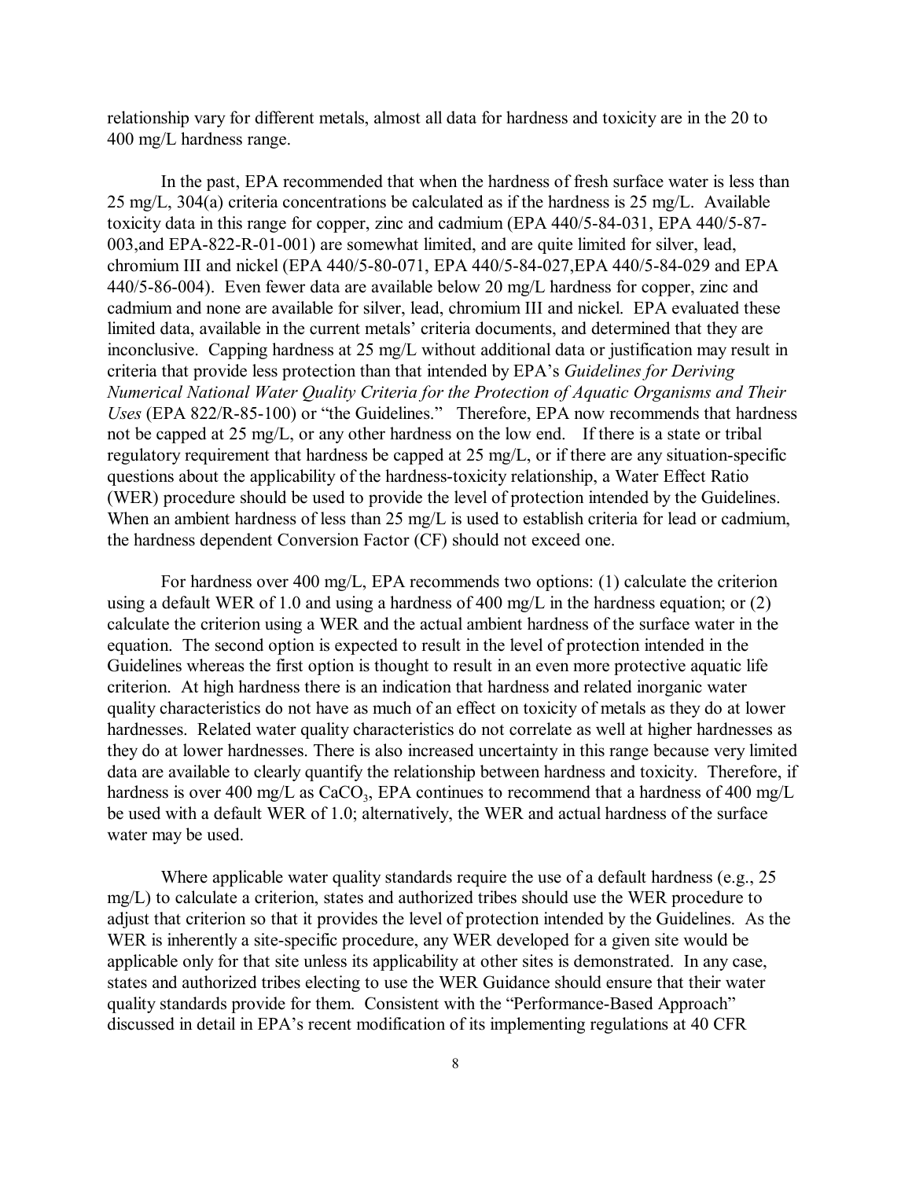relationship vary for different metals, almost all data for hardness and toxicity are in the 20 to 400 mg/L hardness range.

In the past, EPA recommended that when the hardness of fresh surface water is less than 25 mg/L, 304(a) criteria concentrations be calculated as if the hardness is 25 mg/L. Available toxicity data in this range for copper, zinc and cadmium (EPA 440/5-84-031, EPA 440/5-87-003,and EPA-822-R-01-001) are somewhat limited, and are quite limited for silver, lead, chromium III and nickel (EPA 440/5-80-071, EPA 440/5-84-027,EPA 440/5-84-029 and EPA 440/5-86-004). Even fewer data are available below 20 mg/L hardness for copper, zinc and cadmium and none are available for silver, lead, chromium III and nickel. EPA evaluated these limited data, available in the current metals' criteria documents, and determined that they are inconclusive. Capping hardness at 25 mg/L without additional data or justification may result in criteria that provide less protection than that intended by EPA's *Guidelines for Deriving Numerical National Water Quality Criteria for the Protection of Aquatic Organisms and Their Uses* (EPA 822/R-85-100) or "the Guidelines." Therefore, EPA now recommends that hardness not be capped at 25 mg/L, or any other hardness on the low end. If there is a state or tribal regulatory requirement that hardness be capped at 25 mg/L, or if there are any situation-specific questions about the applicability of the hardness-toxicity relationship, a Water Effect Ratio (WER) procedure should be used to provide the level of protection intended by the Guidelines. When an ambient hardness of less than 25 mg/L is used to establish criteria for lead or cadmium, the hardness dependent Conversion Factor (CF) should not exceed one.

For hardness over 400 mg/L, EPA recommends two options: (1) calculate the criterion using a default WER of 1.0 and using a hardness of 400 mg/L in the hardness equation; or (2) calculate the criterion using a WER and the actual ambient hardness of the surface water in the equation. The second option is expected to result in the level of protection intended in the Guidelines whereas the first option is thought to result in an even more protective aquatic life criterion. At high hardness there is an indication that hardness and related inorganic water quality characteristics do not have as much of an effect on toxicity of metals as they do at lower hardnesses. Related water quality characteristics do not correlate as well at higher hardnesses as they do at lower hardnesses. There is also increased uncertainty in this range because very limited data are available to clearly quantify the relationship between hardness and toxicity. Therefore, if hardness is over 400 mg/L as $CaCO_3$, EPA continues to recommend that a hardness of 400 mg/L be used with a default WER of 1.0; alternatively, the WER and actual hardness of the surface water may be used.

Where applicable water quality standards require the use of a default hardness (e.g., 25 mg/L) to calculate a criterion, states and authorized tribes should use the WER procedure to adjust that criterion so that it provides the level of protection intended by the Guidelines. As the WER is inherently a site-specific procedure, any WER developed for a given site would be applicable only for that site unless its applicability at other sites is demonstrated. In any case, states and authorized tribes electing to use the WER Guidance should ensure that their water quality standards provide for them. Consistent with the "Performance-Based Approach" discussed in detail in EPA's recent modification of its implementing regulations at 40 CFR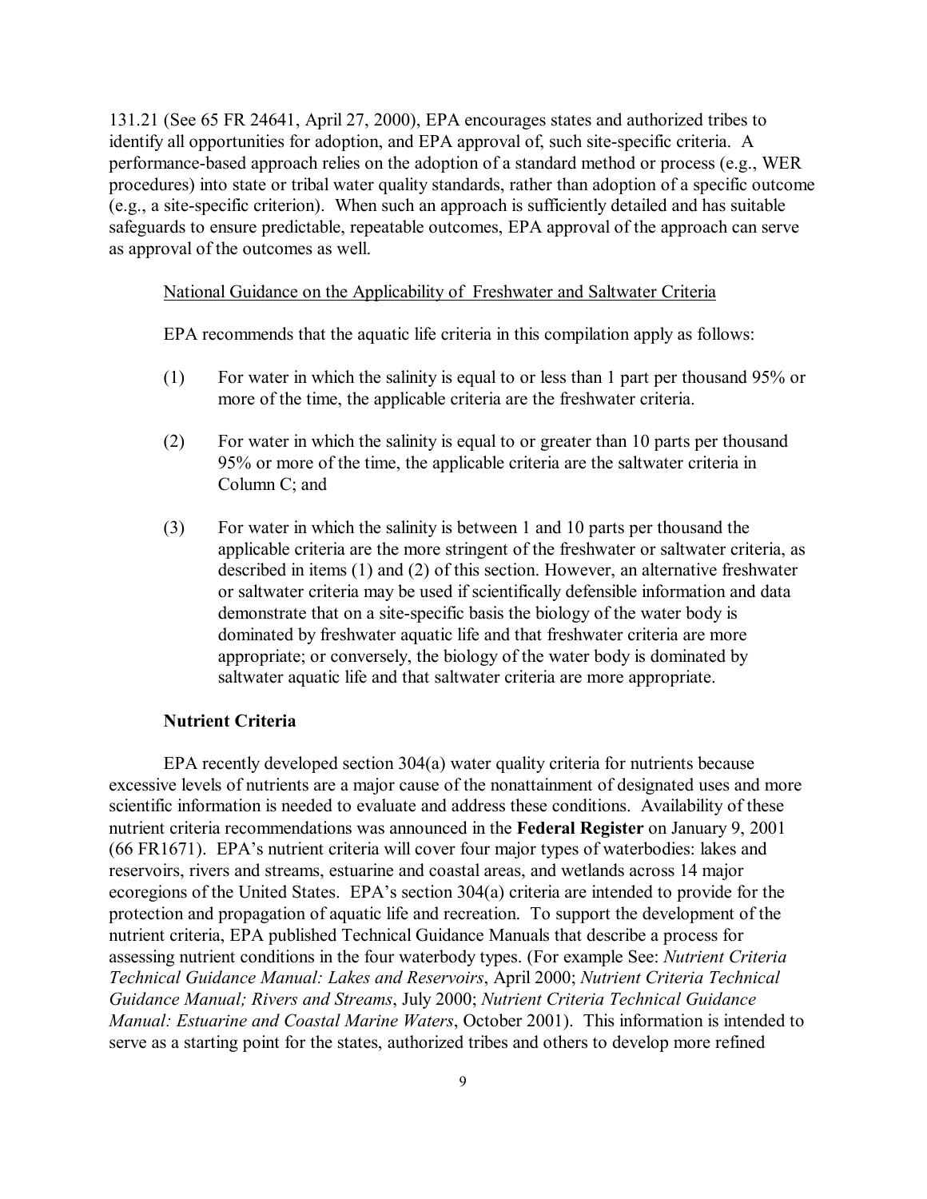131.21 (See 65 FR 24641, April 27, 2000), EPA encourages states and authorized tribes to identify all opportunities for adoption, and EPA approval of, such site-specific criteria. A performance-based approach relies on the adoption of a standard method or process (e.g., WER procedures) into state or tribal water quality standards, rather than adoption of a specific outcome (e.g., a site-specific criterion). When such an approach is sufficiently detailed and has suitable safeguards to ensure predictable, repeatable outcomes, EPA approval of the approach can serve as approval of the outcomes as well.

National Guidance on the Applicability of Freshwater and Saltwater Criteria

EPA recommends that the aquatic life criteria in this compilation apply as follows:

(1) For water in which the salinity is equal to or less than 1 part per thousand 95% or more of the time, the applicable criteria are the freshwater criteria.

(2) For water in which the salinity is equal to or greater than 10 parts per thousand 95% or more of the time, the applicable criteria are the saltwater criteria in Column C; and

(3) For water in which the salinity is between 1 and 10 parts per thousand the applicable criteria are the more stringent of the freshwater or saltwater criteria, as described in items (1) and (2) of this section. However, an alternative freshwater or saltwater criteria may be used if scientifically defensible information and data demonstrate that on a site-specific basis the biology of the water body is dominated by freshwater aquatic life and that freshwater criteria are more appropriate; or conversely, the biology of the water body is dominated by saltwater aquatic life and that saltwater criteria are more appropriate.

**Nutrient Criteria**

EPA recently developed section 304(a) water quality criteria for nutrients because excessive levels of nutrients are a major cause of the nonattainment of designated uses and more scientific information is needed to evaluate and address these conditions. Availability of these nutrient criteria recommendations was announced in the **Federal Register** on January 9, 2001 (66 FR1671). EPA's nutrient criteria will cover four major types of waterbodies: lakes and reservoirs, rivers and streams, estuarine and coastal areas, and wetlands across 14 major ecoregions of the United States. EPA's section 304(a) criteria are intended to provide for the protection and propagation of aquatic life and recreation. To support the development of the nutrient criteria, EPA published Technical Guidance Manuals that describe a process for assessing nutrient conditions in the four waterbody types. (For example See: *Nutrient Criteria Technical Guidance Manual: Lakes and Reservoirs*, April 2000; *Nutrient Criteria Technical Guidance Manual; Rivers and Streams*, July 2000; *Nutrient Criteria Technical Guidance Manual: Estuarine and Coastal Marine Waters*, October 2001). This information is intended to serve as a starting point for the states, authorized tribes and others to develop more refined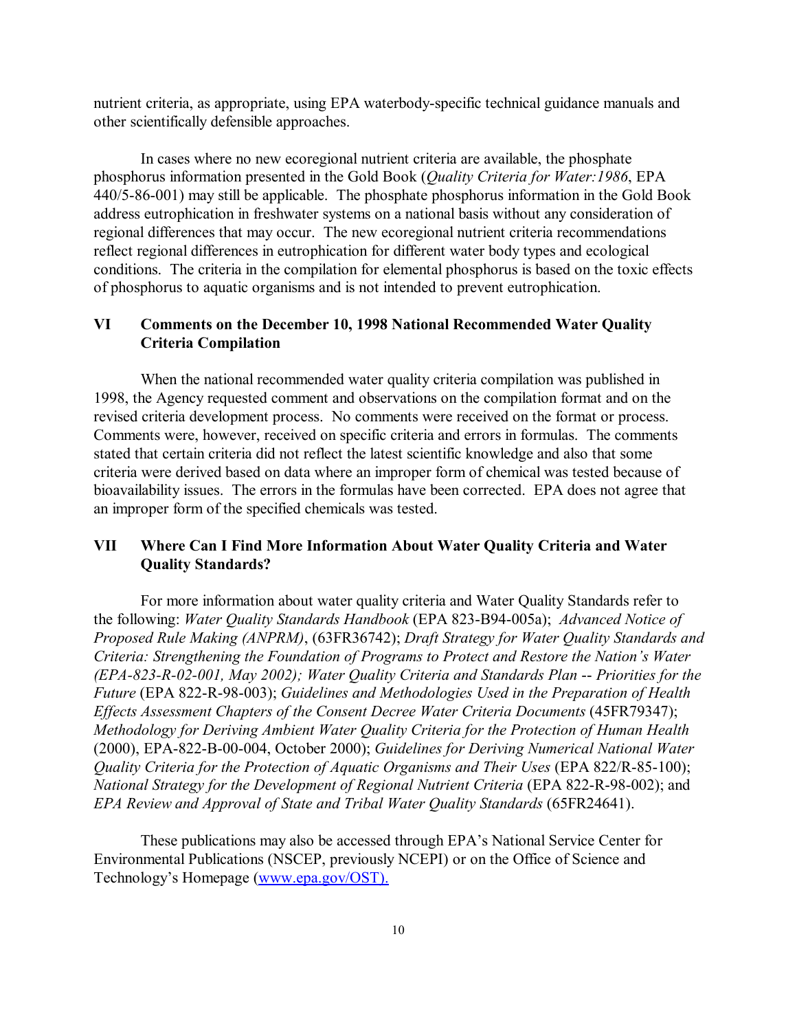nutrient criteria, as appropriate, using EPA waterbody-specific technical guidance manuals and other scientifically defensible approaches.

In cases where no new ecoregional nutrient criteria are available, the phosphate phosphorus information presented in the Gold Book (*Quality Criteria for Water:1986*, EPA 440/5-86-001) may still be applicable. The phosphate phosphorus information in the Gold Book address eutrophication in freshwater systems on a national basis without any consideration of regional differences that may occur. The new ecoregional nutrient criteria recommendations reflect regional differences in eutrophication for different water body types and ecological conditions. The criteria in the compilation for elemental phosphorus is based on the toxic effects of phosphorus to aquatic organisms and is not intended to prevent eutrophication.

## VI Comments on the December 10, 1998 National Recommended Water Quality Criteria Compilation

When the national recommended water quality criteria compilation was published in 1998, the Agency requested comment and observations on the compilation format and on the revised criteria development process. No comments were received on the format or process. Comments were, however, received on specific criteria and errors in formulas. The comments stated that certain criteria did not reflect the latest scientific knowledge and also that some criteria were derived based on data where an improper form of chemical was tested because of bioavailability issues. The errors in the formulas have been corrected. EPA does not agree that an improper form of the specified chemicals was tested.

## VII Where Can I Find More Information About Water Quality Criteria and Water Quality Standards?

For more information about water quality criteria and Water Quality Standards refer to the following: *Water Quality Standards Handbook* (EPA 823-B94-005a); *Advanced Notice of Proposed Rule Making (ANPRM)*, (63FR36742); *Draft Strategy for Water Quality Standards and Criteria: Strengthening the Foundation of Programs to Protect and Restore the Nation's Water (EPA-823-R-02-001, May 2002); Water Quality Criteria and Standards Plan -- Priorities for the Future* (EPA 822-R-98-003); *Guidelines and Methodologies Used in the Preparation of Health Effects Assessment Chapters of the Consent Decree Water Criteria Documents* (45FR79347); *Methodology for Deriving Ambient Water Quality Criteria for the Protection of Human Health* (2000), EPA-822-B-00-004, October 2000); *Guidelines for Deriving Numerical National Water Quality Criteria for the Protection of Aquatic Organisms and Their Uses* (EPA 822/R-85-100); *National Strategy for the Development of Regional Nutrient Criteria* (EPA 822-R-98-002); and *EPA Review and Approval of State and Tribal Water Quality Standards* (65FR24641).

These publications may also be accessed through EPA's National Service Center for Environmental Publications (NSCEP, previously NCEPI) or on the Office of Science and Technology's Homepage (www.epa.gov/OST).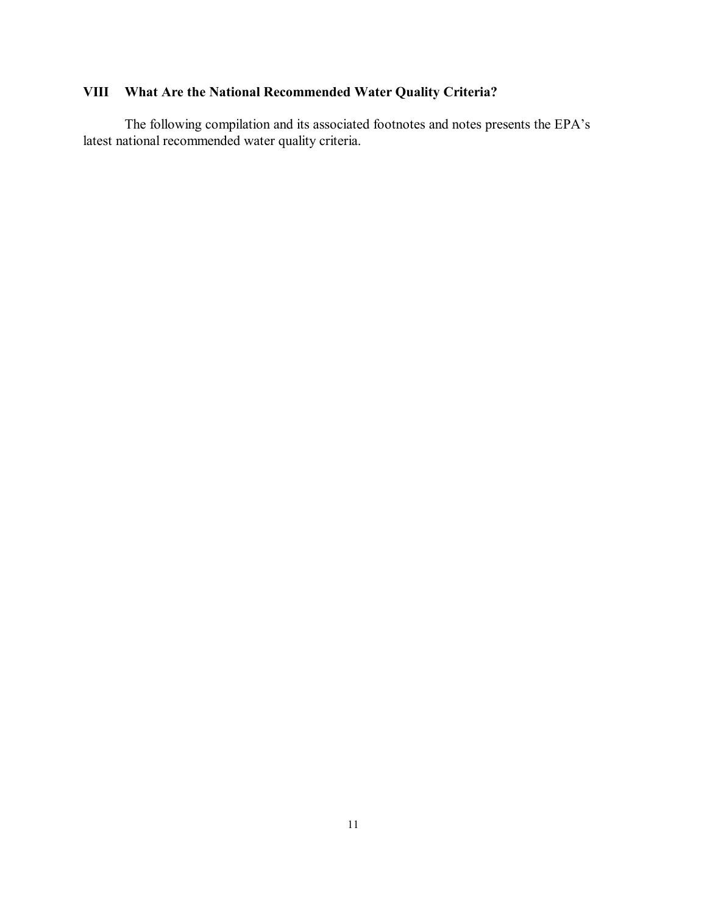## VIII What Are the National Recommended Water Quality Criteria?

The following compilation and its associated footnotes and notes presents the EPA's latest national recommended water quality criteria.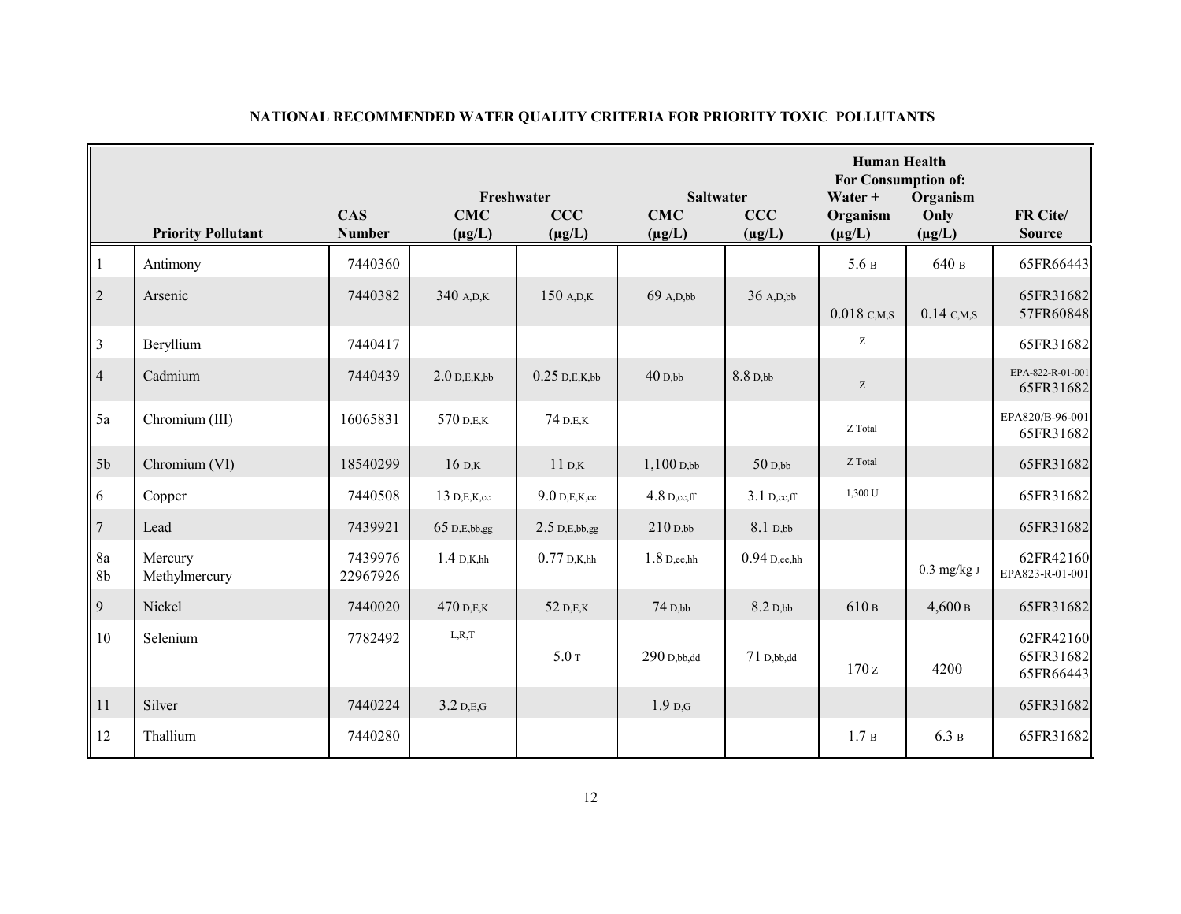## NATIONAL RECOMMENDED WATER QUALITY CRITERIA FOR PRIORITY TOXIC POLLUTANTS

| | | | Freshwater | | Saltwater | | Human Health For Consumption of: | | |
|---|---|---|---|---|---|---|---|---|---|
| | Priority Pollutant | CAS Number | CMC (µg/L) | CCC (µg/L) | CMC (µg/L) | CCC (µg/L) | Water + Organism (µg/L) | Organism Only (µg/L) | FR Cite/ Source |
| 1 | Antimony | 7440360 | | | | | 5.6 B | 640 B | 65FR66443 |
| 2 | Arsenic | 7440382 | 340 A,D,K | 150 A,D,K | 69 A,D,bb | 36 A,D,bb | 0.018 C,M,S | 0.14 C,M,S | 65FR31682 57FR60848 |
| 3 | Beryllium | 7440417 | | | | | Z | | 65FR31682 |
| 4 | Cadmium | 7440439 | 2.0 D,E,K,bb | 0.25 D,E,K,bb | 40 D,bb | 8.8 D,bb | Z | | EPA-822-R-01-001 65FR31682 |
| 5a | Chromium (III) | 16065831 | 570 D,E,K | 74 D,E,K | | | Z Total | | EPA820/B-96-001 65FR31682 |
| 5b | Chromium (VI) | 18540299 | 16 D,K | 11 D,K | 1,100 D,bb | 50 D,bb | Z Total | | 65FR31682 |
| 6 | Copper | 7440508 | 13 D,E,K,cc | 9.0 D,E,K,cc | 4.8 D,cc,ff | 3.1 D,cc,ff | 1,300 U | | 65FR31682 |
| 7 | Lead | 7439921 | 65 D,E,bb,gg | 2.5 D,E,bb,gg | 210 D,bb | 8.1 D,bb | | | 65FR31682 |
| 8a 8b | Mercury Methylmercury | 7439976 22967926 | 1.4 D,K,hh | 0.77 D,K,hh | 1.8 D,ee,hh | 0.94 D,ee,hh | | 0.3 mg/kg J | 62FR42160 EPA823-R-01-001 |
| 9 | Nickel | 7440020 | 470 D,E,K | 52 D,E,K | 74 D,bb | 8.2 D,bb | 610 B | 4,600 B | 65FR31682 |
| 10 | Selenium | 7782492 | L,R,T | 5.0 T | 290 D,bb,dd | 71 D,bb,dd | 170 Z | 4200 | 62FR42160 65FR31682 65FR66443 |
| 11 | Silver | 7440224 | 3.2 D,E,G | | 1.9 D,G | | | | 65FR31682 |
| 12 | Thallium | 7440280 | | | | | 1.7 B | 6.3 B | 65FR31682 |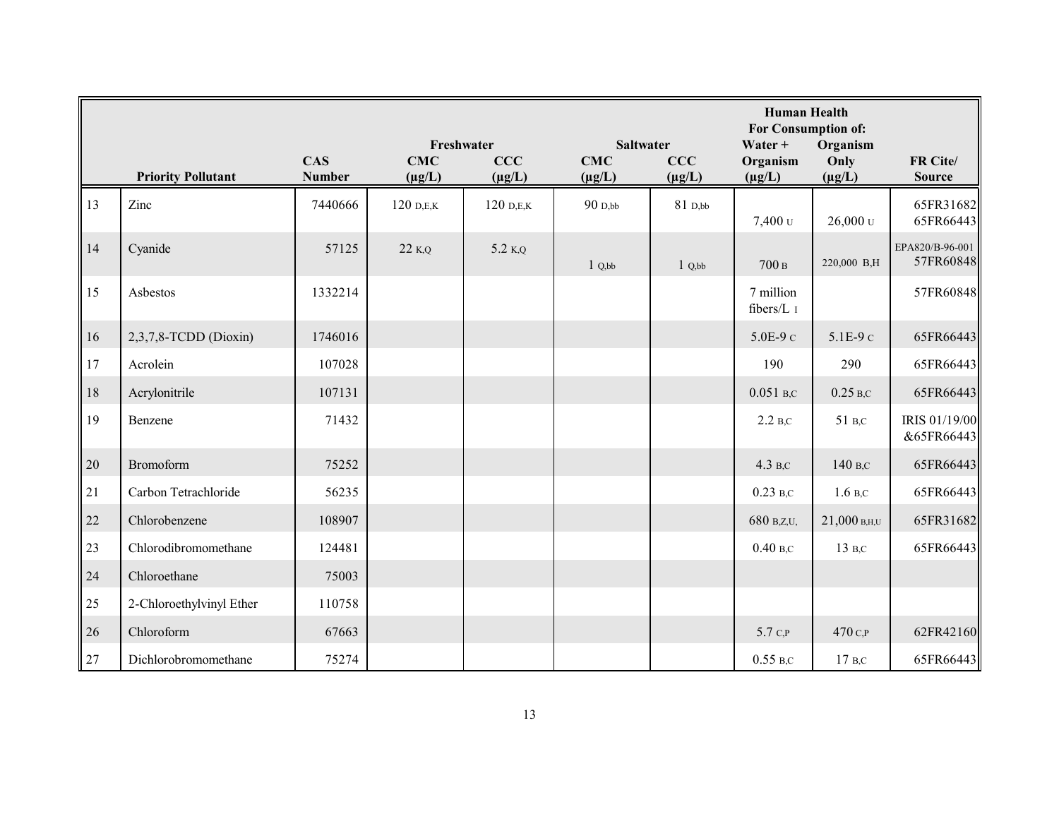| | | | Freshwater | | Saltwater | | Human Health For Consumption of: | | |
|---|---|---|---|---|---|---|---|---|---|
| | Priority Pollutant | CAS Number | CMC (µg/L) | CCC (µg/L) | CMC (µg/L) | CCC (µg/L) | Water + Organism (µg/L) | Organism Only (µg/L) | FR Cite/ Source |
| 13 | Zinc | 7440666 | 120 D,E,K | 120 D,E,K | 90 D,bb | 81 D,bb | 7,400 U | 26,000 U | 65FR31682 65FR66443 |
| 14 | Cyanide | 57125 | 22 K,Q | 5.2 K,Q | 1 Q,bb | 1 Q,bb | 700 B | 220,000 B,H | EPA820/B-96-001 57FR60848 |
| 15 | Asbestos | 1332214 | | | | | 7 million fibers/L I | | 57FR60848 |
| 16 | 2,3,7,8-TCDD (Dioxin) | 1746016 | | | | | 5.0E-9 C | 5.1E-9 C | 65FR66443 |
| 17 | Acrolein | 107028 | | | | | 190 | 290 | 65FR66443 |
| 18 | Acrylonitrile | 107131 | | | | | 0.051 B,C | 0.25 B,C | 65FR66443 |
| 19 | Benzene | 71432 | | | | | 2.2 B,C | 51 B,C | IRIS 01/19/00 &65FR66443 |
| 20 | Bromoform | 75252 | | | | | 4.3 B,C | 140 B,C | 65FR66443 |
| 21 | Carbon Tetrachloride | 56235 | | | | | 0.23 B,C | 1.6 B,C | 65FR66443 |
| 22 | Chlorobenzene | 108907 | | | | | 680 B,Z,U, | 21,000 B,H,U | 65FR31682 |
| 23 | Chlorodibromomethane | 124481 | | | | | 0.40 B,C | 13 B,C | 65FR66443 |
| 24 | Chloroethane | 75003 | | | | | | | |
| 25 | 2-Chloroethylvinyl Ether | 110758 | | | | | | | |
| 26 | Chloroform | 67663 | | | | | 5.7 C,P | 470 C,P | 62FR42160 |
| 27 | Dichlorobromomethane | 75274 | | | | | 0.55 B,C | 17 B,C | 65FR66443 |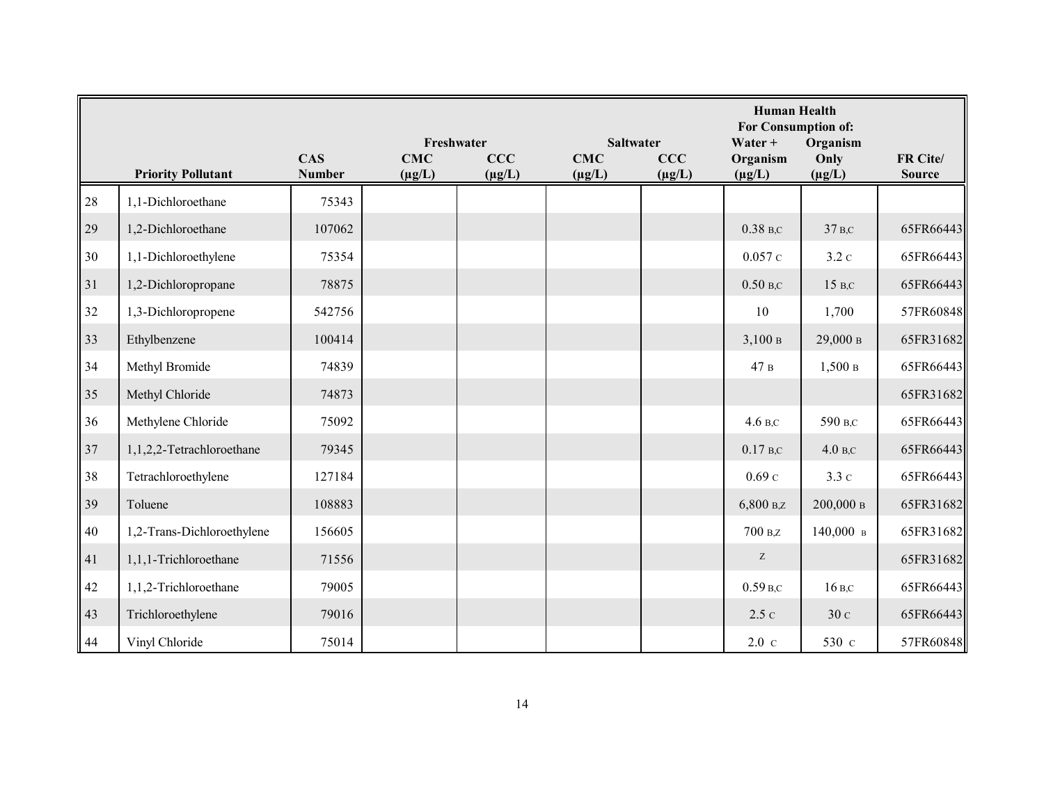| | Priority Pollutant | CAS Number | Freshwater CMC (µg/L) | Freshwater CCC (µg/L) | Saltwater CMC (µg/L) | Saltwater CCC (µg/L) | Human Health For Consumption of: Water + Organism (µg/L) | Human Health For Consumption of: Organism Only (µg/L) | FR Cite/ Source |
|---|---|---|---|---|---|---|---|---|---|
| 28 | 1,1-Dichloroethane | 75343 | | | | | | | |
| 29 | 1,2-Dichloroethane | 107062 | | | | | 0.38 B,C | 37 B,C | 65FR66443 |
| 30 | 1,1-Dichloroethylene | 75354 | | | | | 0.057 C | 3.2 C | 65FR66443 |
| 31 | 1,2-Dichloropropane | 78875 | | | | | 0.50 B,C | 15 B,C | 65FR66443 |
| 32 | 1,3-Dichloropropene | 542756 | | | | | 10 | 1,700 | 57FR60848 |
| 33 | Ethylbenzene | 100414 | | | | | 3,100 B | 29,000 B | 65FR31682 |
| 34 | Methyl Bromide | 74839 | | | | | 47 B | 1,500 B | 65FR66443 |
| 35 | Methyl Chloride | 74873 | | | | | | | 65FR31682 |
| 36 | Methylene Chloride | 75092 | | | | | 4.6 B,C | 590 B,C | 65FR66443 |
| 37 | 1,1,2,2-Tetrachloroethane | 79345 | | | | | 0.17 B,C | 4.0 B,C | 65FR66443 |
| 38 | Tetrachloroethylene | 127184 | | | | | 0.69 C | 3.3 C | 65FR66443 |
| 39 | Toluene | 108883 | | | | | 6,800 B,Z | 200,000 B | 65FR31682 |
| 40 | 1,2-Trans-Dichloroethylene | 156605 | | | | | 700 B,Z | 140,000 B | 65FR31682 |
| 41 | 1,1,1-Trichloroethane | 71556 | | | | | Z | | 65FR31682 |
| 42 | 1,1,2-Trichloroethane | 79005 | | | | | 0.59 B,C | 16 B,C | 65FR66443 |
| 43 | Trichloroethylene | 79016 | | | | | 2.5 C | 30 C | 65FR66443 |
| 44 | Vinyl Chloride | 75014 | | | | | 2.0 C | 530 C | 57FR60848 |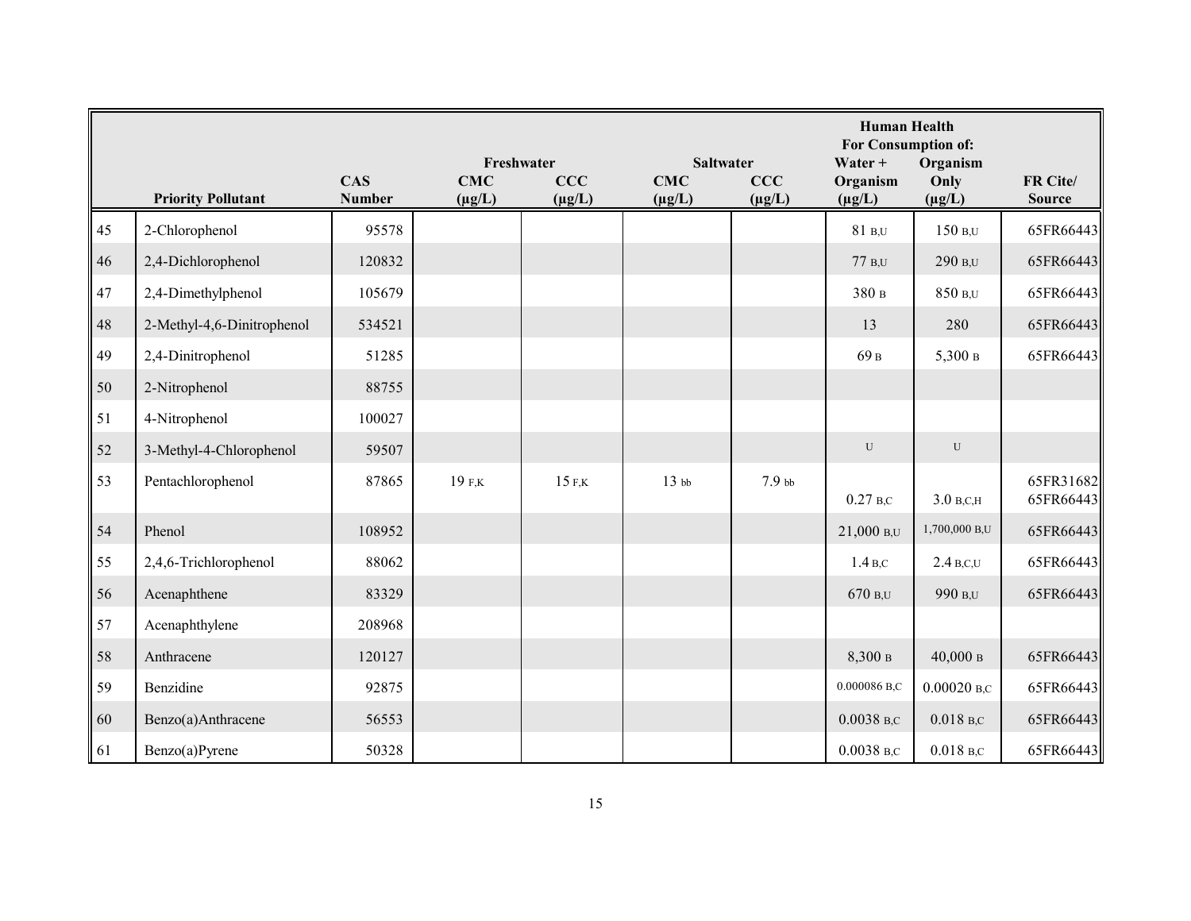| | Priority Pollutant | CAS Number | Freshwater CMC (µg/L) | Freshwater CCC (µg/L) | Saltwater CMC (µg/L) | Saltwater CCC (µg/L) | Human Health For Consumption of: Water + Organism (µg/L) | Human Health For Consumption of: Organism Only (µg/L) | FR Cite/ Source |
|---|---|---|---|---|---|---|---|---|---|
| 45 | 2-Chlorophenol | 95578 | | | | | 81 B,U | 150 B,U | 65FR66443 |
| 46 | 2,4-Dichlorophenol | 120832 | | | | | 77 B,U | 290 B,U | 65FR66443 |
| 47 | 2,4-Dimethylphenol | 105679 | | | | | 380 B | 850 B,U | 65FR66443 |
| 48 | 2-Methyl-4,6-Dinitrophenol | 534521 | | | | | 13 | 280 | 65FR66443 |
| 49 | 2,4-Dinitrophenol | 51285 | | | | | 69 B | 5,300 B | 65FR66443 |
| 50 | 2-Nitrophenol | 88755 | | | | | | | |
| 51 | 4-Nitrophenol | 100027 | | | | | | | |
| 52 | 3-Methyl-4-Chlorophenol | 59507 | | | | | U | U | |
| 53 | Pentachlorophenol | 87865 | 19 F,K | 15 F,K | 13 bb | 7.9 bb | 0.27 B,C | 3.0 B,C,H | 65FR31682 65FR66443 |
| 54 | Phenol | 108952 | | | | | 21,000 B,U | 1,700,000 B,U | 65FR66443 |
| 55 | 2,4,6-Trichlorophenol | 88062 | | | | | 1.4 B,C | 2.4 B,C,U | 65FR66443 |
| 56 | Acenaphthene | 83329 | | | | | 670 B,U | 990 B,U | 65FR66443 |
| 57 | Acenaphthylene | 208968 | | | | | | | |
| 58 | Anthracene | 120127 | | | | | 8,300 B | 40,000 B | 65FR66443 |
| 59 | Benzidine | 92875 | | | | | 0.000086 B,C | 0.00020 B,C | 65FR66443 |
| 60 | Benzo(a)Anthracene | 56553 | | | | | 0.0038 B,C | 0.018 B,C | 65FR66443 |
| 61 | Benzo(a)Pyrene | 50328 | | | | | 0.0038 B,C | 0.018 B,C | 65FR66443 |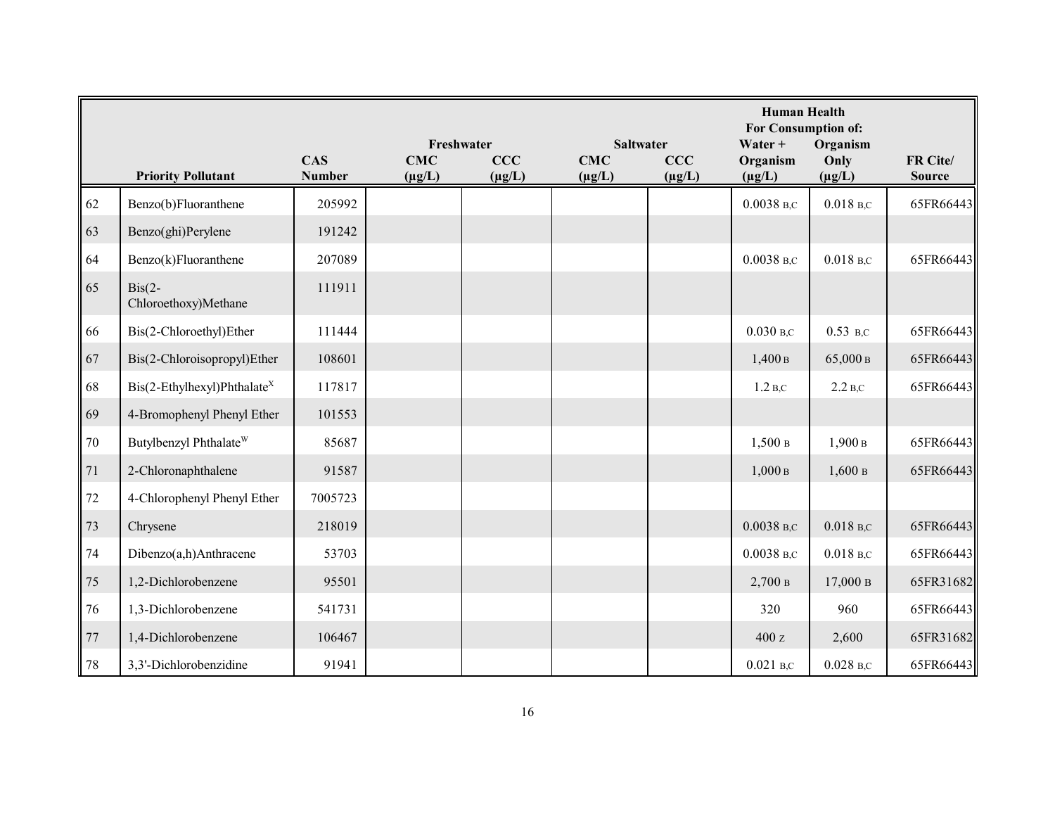| | Priority Pollutant | CAS Number | Freshwater CMC (µg/L) | Freshwater CCC (µg/L) | Saltwater CMC (µg/L) | Saltwater CCC (µg/L) | Human Health For Consumption of: Water + Organism (µg/L) | Human Health For Consumption of: Organism Only (µg/L) | FR Cite/ Source |
|---|---|---|---|---|---|---|---|---|---|
| 62 | Benzo(b)Fluoranthene | 205992 | | | | | 0.0038 B,C | 0.018 B,C | 65FR66443 |
| 63 | Benzo(ghi)Perylene | 191242 | | | | | | | |
| 64 | Benzo(k)Fluoranthene | 207089 | | | | | 0.0038 B,C | 0.018 B,C | 65FR66443 |
| 65 | Bis(2-Chloroethoxy)Methane | 111911 | | | | | | | |
| 66 | Bis(2-Chloroethyl)Ether | 111444 | | | | | 0.030 B,C | 0.53 B,C | 65FR66443 |
| 67 | Bis(2-Chloroisopropyl)Ether | 108601 | | | | | 1,400 B | 65,000 B | 65FR66443 |
| 68 | Bis(2-Ethylhexyl)Phthalate[X] | 117817 | | | | | 1.2 B,C | 2.2 B,C | 65FR66443 |
| 69 | 4-Bromophenyl Phenyl Ether | 101553 | | | | | | | |
| 70 | Butylbenzyl Phthalate[W] | 85687 | | | | | 1,500 B | 1,900 B | 65FR66443 |
| 71 | 2-Chloronaphthalene | 91587 | | | | | 1,000 B | 1,600 B | 65FR66443 |
| 72 | 4-Chlorophenyl Phenyl Ether | 7005723 | | | | | | | |
| 73 | Chrysene | 218019 | | | | | 0.0038 B,C | 0.018 B,C | 65FR66443 |
| 74 | Dibenzo(a,h)Anthracene | 53703 | | | | | 0.0038 B,C | 0.018 B,C | 65FR66443 |
| 75 | 1,2-Dichlorobenzene | 95501 | | | | | 2,700 B | 17,000 B | 65FR31682 |
| 76 | 1,3-Dichlorobenzene | 541731 | | | | | 320 | 960 | 65FR66443 |
| 77 | 1,4-Dichlorobenzene | 106467 | | | | | 400 Z | 2,600 | 65FR31682 |
| 78 | 3,3'-Dichlorobenzidine | 91941 | | | | | 0.021 B,C | 0.028 B,C | 65FR66443 |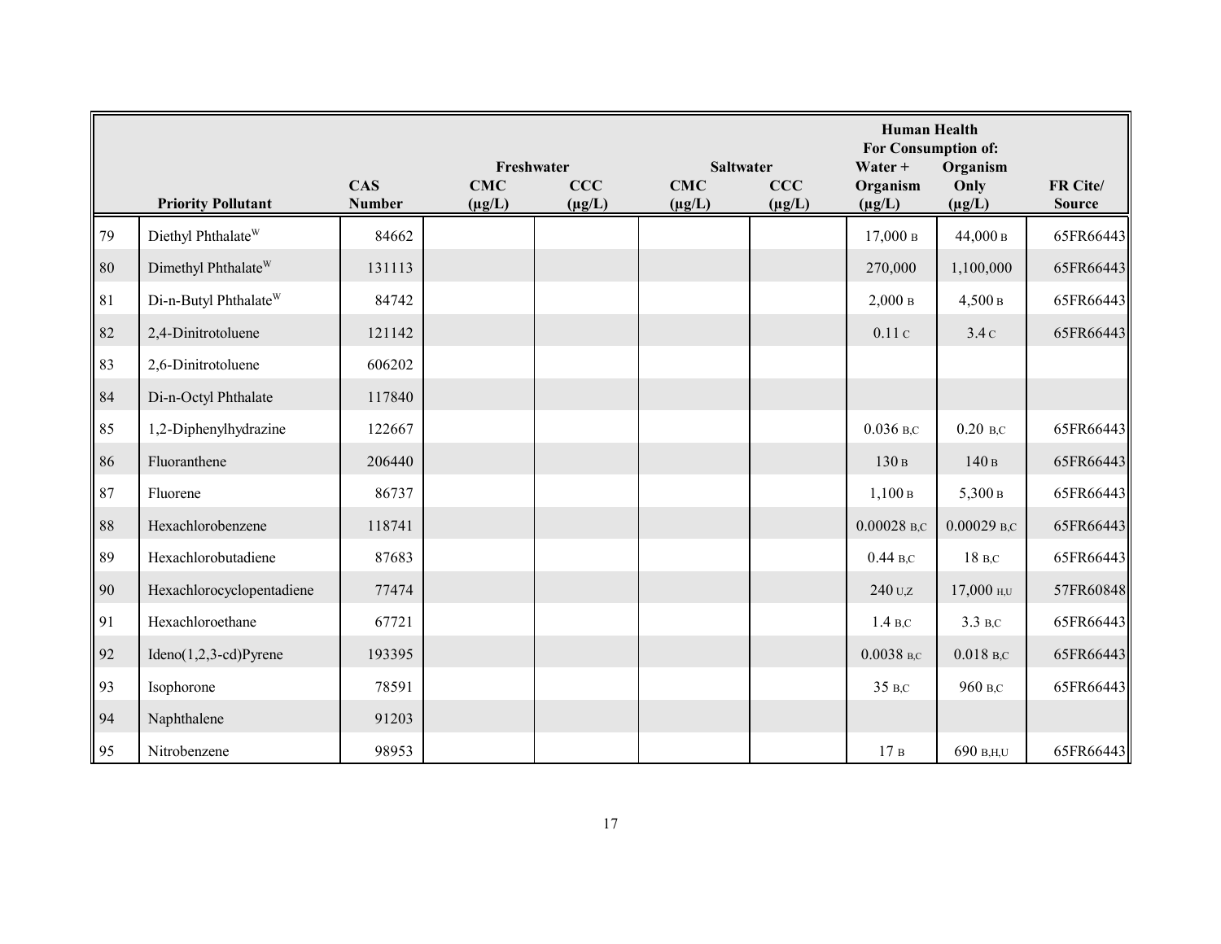| | Priority Pollutant | CAS Number | Freshwater CMC (µg/L) | Freshwater CCC (µg/L) | Saltwater CMC (µg/L) | Saltwater CCC (µg/L) | Human Health For Consumption of: Water + Organism (µg/L) | Human Health For Consumption of: Organism Only (µg/L) | FR Cite/ Source |
|---|---|---|---|---|---|---|---|---|---|
| 79 | Diethyl Phthalate[W] | 84662 | | | | | 17,000 B | 44,000 B | 65FR66443 |
| 80 | Dimethyl Phthalate[W] | 131113 | | | | | 270,000 | 1,100,000 | 65FR66443 |
| 81 | Di-n-Butyl Phthalate[W] | 84742 | | | | | 2,000 B | 4,500 B | 65FR66443 |
| 82 | 2,4-Dinitrotoluene | 121142 | | | | | 0.11 C | 3.4 C | 65FR66443 |
| 83 | 2,6-Dinitrotoluene | 606202 | | | | | | | |
| 84 | Di-n-Octyl Phthalate | 117840 | | | | | | | |
| 85 | 1,2-Diphenylhydrazine | 122667 | | | | | 0.036 B,C | 0.20 B,C | 65FR66443 |
| 86 | Fluoranthene | 206440 | | | | | 130 B | 140 B | 65FR66443 |
| 87 | Fluorene | 86737 | | | | | 1,100 B | 5,300 B | 65FR66443 |
| 88 | Hexachlorobenzene | 118741 | | | | | 0.00028 B,C | 0.00029 B,C | 65FR66443 |
| 89 | Hexachlorobutadiene | 87683 | | | | | 0.44 B,C | 18 B,C | 65FR66443 |
| 90 | Hexachlorocyclopentadiene | 77474 | | | | | 240 U,Z | 17,000 H,U | 57FR60848 |
| 91 | Hexachloroethane | 67721 | | | | | 1.4 B,C | 3.3 B,C | 65FR66443 |
| 92 | Ideno(1,2,3-cd)Pyrene | 193395 | | | | | 0.0038 B,C | 0.018 B,C | 65FR66443 |
| 93 | Isophorone | 78591 | | | | | 35 B,C | 960 B,C | 65FR66443 |
| 94 | Naphthalene | 91203 | | | | | | | |
| 95 | Nitrobenzene | 98953 | | | | | 17 B | 690 B,H,U | 65FR66443 |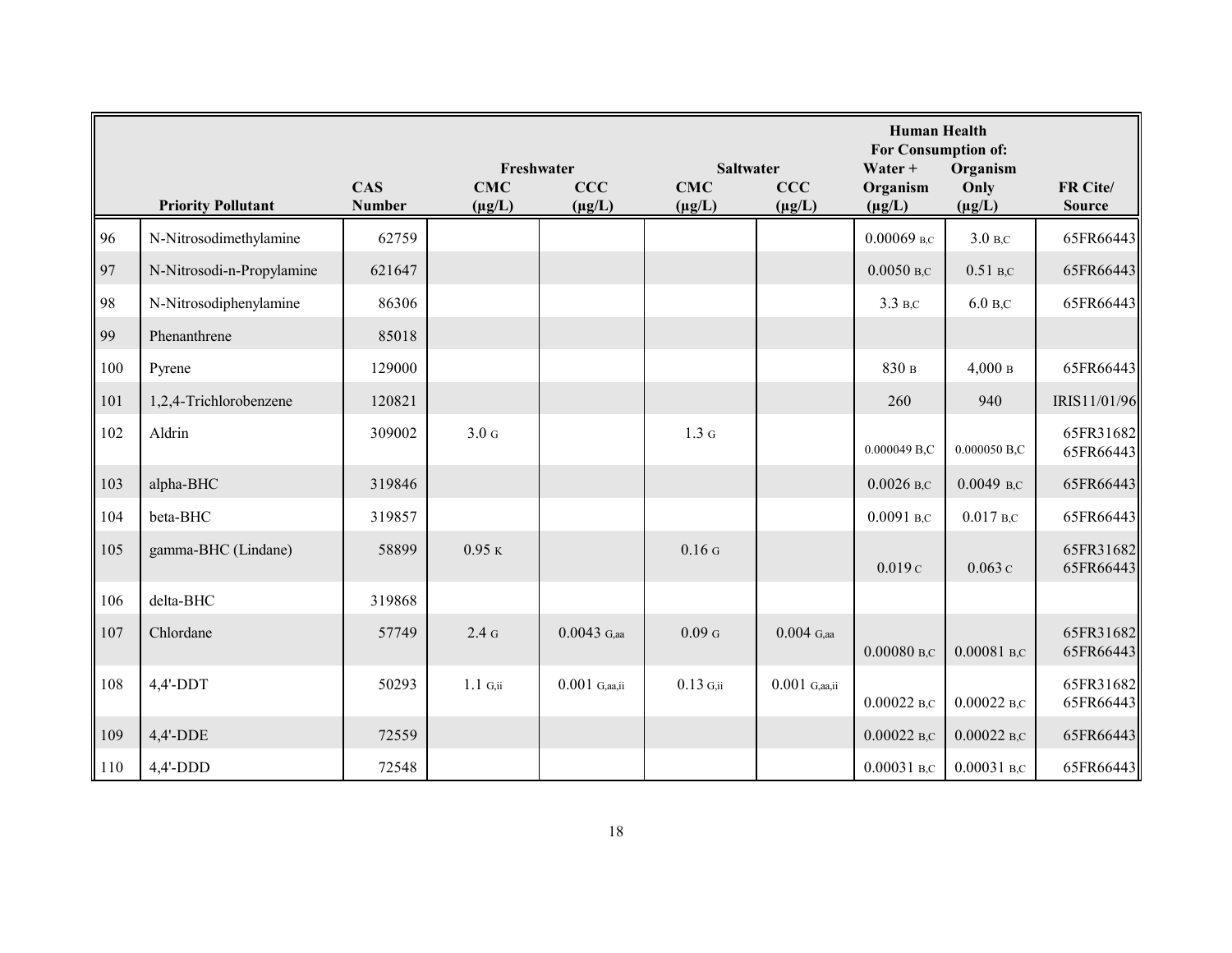| | Priority Pollutant | CAS Number | Freshwater CMC (µg/L) | Freshwater CCC (µg/L) | Saltwater CMC (µg/L) | Saltwater CCC (µg/L) | Human Health For Consumption of: Water + Organism (µg/L) | Human Health For Consumption of: Organism Only (µg/L) | FR Cite/ Source |
|---|---|---|---|---|---|---|---|---|---|
| 96 | N-Nitrosodimethylamine | 62759 | | | | | 0.00069 B,C | 3.0 B,C | 65FR66443 |
| 97 | N-Nitrosodi-n-Propylamine | 621647 | | | | | 0.0050 B,C | 0.51 B,C | 65FR66443 |
| 98 | N-Nitrosodiphenylamine | 86306 | | | | | 3.3 B,C | 6.0 B,C | 65FR66443 |
| 99 | Phenanthrene | 85018 | | | | | | | |
| 100 | Pyrene | 129000 | | | | | 830 B | 4,000 B | 65FR66443 |
| 101 | 1,2,4-Trichlorobenzene | 120821 | | | | | 260 | 940 | IRIS11/01/96 |
| 102 | Aldrin | 309002 | 3.0 G | | 1.3 G | | 0.000049 B,C | 0.000050 B,C | 65FR31682 65FR66443 |
| 103 | alpha-BHC | 319846 | | | | | 0.0026 B,C | 0.0049 B,C | 65FR66443 |
| 104 | beta-BHC | 319857 | | | | | 0.0091 B,C | 0.017 B,C | 65FR66443 |
| 105 | gamma-BHC (Lindane) | 58899 | 0.95 K | | 0.16 G | | 0.019 C | 0.063 C | 65FR31682 65FR66443 |
| 106 | delta-BHC | 319868 | | | | | | | |
| 107 | Chlordane | 57749 | 2.4 G | 0.0043 G,aa | 0.09 G | 0.004 G,aa | 0.00080 B,C | 0.00081 B,C | 65FR31682 65FR66443 |
| 108 | 4,4'-DDT | 50293 | 1.1 G,ii | 0.001 G,aa,ii | 0.13 G,ii | 0.001 G,aa,ii | 0.00022 B,C | 0.00022 B,C | 65FR31682 65FR66443 |
| 109 | 4,4'-DDE | 72559 | | | | | 0.00022 B,C | 0.00022 B,C | 65FR66443 |
| 110 | 4,4'-DDD | 72548 | | | | | 0.00031 B,C | 0.00031 B,C | 65FR66443 |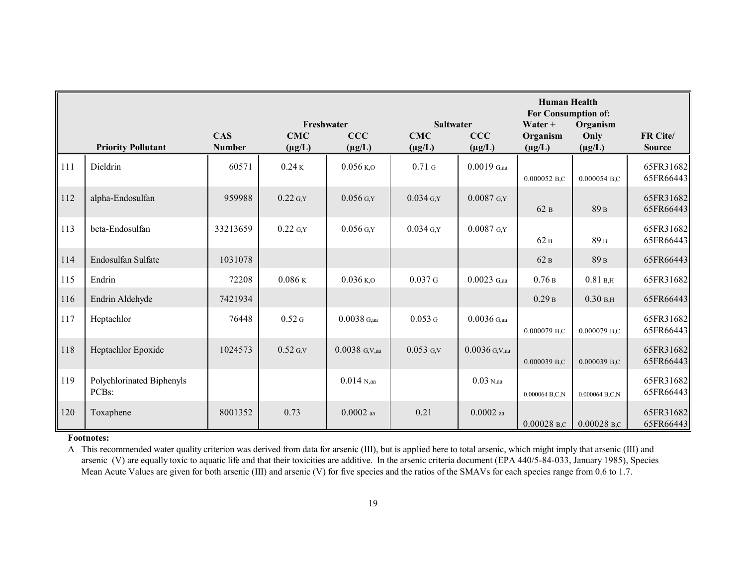| | | | Freshwater | | Saltwater | | Human Health For Consumption of: | | |
|---|---|---|---|---|---|---|---|---|---|
| | **Priority Pollutant** | **CAS Number** | **CMC (µg/L)** | **CCC (µg/L)** | **CMC (µg/L)** | **CCC (µg/L)** | **Water + Organism (µg/L)** | **Organism Only (µg/L)** | **FR Cite/ Source** |
| 111 | Dieldrin | 60571 | 0.24 K | 0.056 K,O | 0.71 G | 0.0019 G,aa | 0.000052 B,C | 0.000054 B,C | 65FR31682 65FR66443 |
| 112 | alpha-Endosulfan | 959988 | 0.22 G,Y | 0.056 G,Y | 0.034 G,Y | 0.0087 G,Y | 62 B | 89 B | 65FR31682 65FR66443 |
| 113 | beta-Endosulfan | 33213659 | 0.22 G,Y | 0.056 G,Y | 0.034 G,Y | 0.0087 G,Y | 62 B | 89 B | 65FR31682 65FR66443 |
| 114 | Endosulfan Sulfate | 1031078 | | | | | 62 B | 89 B | 65FR66443 |
| 115 | Endrin | 72208 | 0.086 K | 0.036 K,O | 0.037 G | 0.0023 G,aa | 0.76 B | 0.81 B,H | 65FR31682 |
| 116 | Endrin Aldehyde | 7421934 | | | | | 0.29 B | 0.30 B,H | 65FR66443 |
| 117 | Heptachlor | 76448 | 0.52 G | 0.0038 G,aa | 0.053 G | 0.0036 G,aa | 0.000079 B,C | 0.000079 B,C | 65FR31682 65FR66443 |
| 118 | Heptachlor Epoxide | 1024573 | 0.52 G,V | 0.0038 G,V,aa | 0.053 G,V | 0.0036 G,V,aa | 0.000039 B,C | 0.000039 B,C | 65FR31682 65FR66443 |
| 119 | Polychlorinated Biphenyls PCBs: | | | 0.014 N,aa | | 0.03 N,aa | 0.000064 B,C,N | 0.000064 B,C,N | 65FR31682 65FR66443 |
| 120 | Toxaphene | 8001352 | 0.73 | 0.0002 aa | 0.21 | 0.0002 aa | 0.00028 B,C | 0.00028 B,C | 65FR31682 65FR66443 |

**Footnotes:**

A This recommended water quality criterion was derived from data for arsenic (III), but is applied here to total arsenic, which might imply that arsenic (III) and arsenic (V) are equally toxic to aquatic life and that their toxicities are additive. In the arsenic criteria document (EPA 440/5-84-033, January 1985), Species Mean Acute Values are given for both arsenic (III) and arsenic (V) for five species and the ratios of the SMAVs for each species range from 0.6 to 1.7.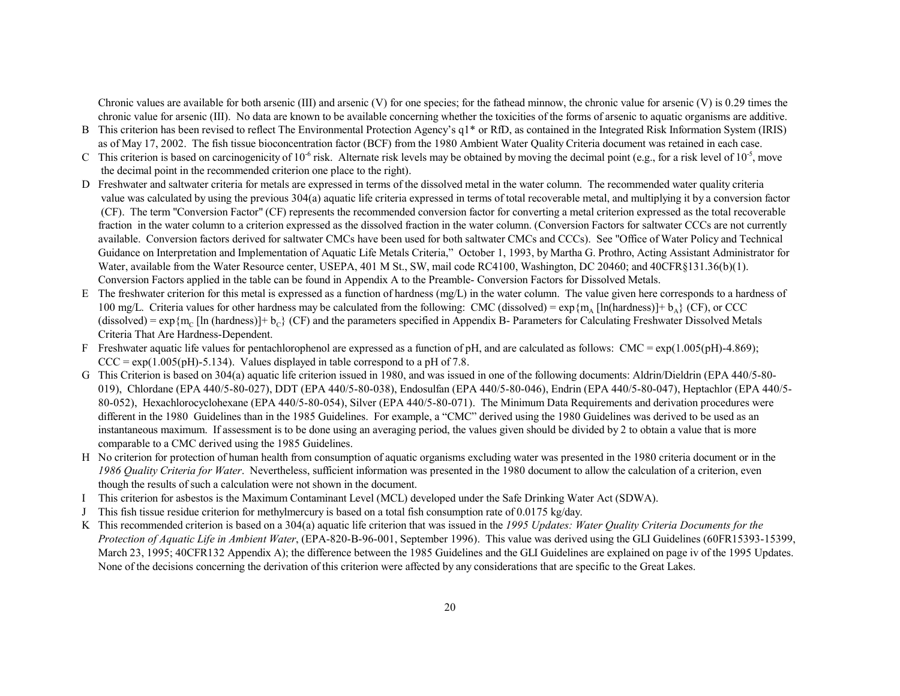Chronic values are available for both arsenic (III) and arsenic (V) for one species; for the fathead minnow, the chronic value for arsenic (V) is 0.29 times the chronic value for arsenic (III). No data are known to be available concerning whether the toxicities of the forms of arsenic to aquatic organisms are additive.

B This criterion has been revised to reflect The Environmental Protection Agency's q1* or RfD, as contained in the Integrated Risk Information System (IRIS) as of May 17, 2002. The fish tissue bioconcentration factor (BCF) from the 1980 Ambient Water Quality Criteria document was retained in each case.

C This criterion is based on carcinogenicity of $10^{-6}$ risk. Alternate risk levels may be obtained by moving the decimal point (e.g., for a risk level of $10^{-5}$, move the decimal point in the recommended criterion one place to the right).

D Freshwater and saltwater criteria for metals are expressed in terms of the dissolved metal in the water column. The recommended water quality criteria value was calculated by using the previous 304(a) aquatic life criteria expressed in terms of total recoverable metal, and multiplying it by a conversion factor (CF). The term "Conversion Factor" (CF) represents the recommended conversion factor for converting a metal criterion expressed as the total recoverable fraction in the water column to a criterion expressed as the dissolved fraction in the water column. (Conversion Factors for saltwater CCCs are not currently available. Conversion factors derived for saltwater CMCs have been used for both saltwater CMCs and CCCs). See "Office of Water Policy and Technical Guidance on Interpretation and Implementation of Aquatic Life Metals Criteria," October 1, 1993, by Martha G. Prothro, Acting Assistant Administrator for Water, available from the Water Resource center, USEPA, 401 M St., SW, mail code RC4100, Washington, DC 20460; and 40CFR§131.36(b)(1). Conversion Factors applied in the table can be found in Appendix A to the Preamble- Conversion Factors for Dissolved Metals.

E The freshwater criterion for this metal is expressed as a function of hardness (mg/L) in the water column. The value given here corresponds to a hardness of 100 mg/L. Criteria values for other hardness may be calculated from the following: CMC (dissolved) = $\exp\{m_A [\ln(\text{hardness})] + b_A\}$ (CF), or CCC (dissolved) = $\exp\{m_C [\ln(\text{hardness})] + b_C\}$ (CF) and the parameters specified in Appendix B- Parameters for Calculating Freshwater Dissolved Metals Criteria That Are Hardness-Dependent.

F Freshwater aquatic life values for pentachlorophenol are expressed as a function of pH, and are calculated as follows: CMC = exp(1.005(pH)-4.869); CCC = exp(1.005(pH)-5.134). Values displayed in table correspond to a pH of 7.8.

G This Criterion is based on 304(a) aquatic life criterion issued in 1980, and was issued in one of the following documents: Aldrin/Dieldrin (EPA 440/5-80-019), Chlordane (EPA 440/5-80-027), DDT (EPA 440/5-80-038), Endosulfan (EPA 440/5-80-046), Endrin (EPA 440/5-80-047), Heptachlor (EPA 440/5-80-052), Hexachlorocyclohexane (EPA 440/5-80-054), Silver (EPA 440/5-80-071). The Minimum Data Requirements and derivation procedures were different in the 1980 Guidelines than in the 1985 Guidelines. For example, a "CMC" derived using the 1980 Guidelines was derived to be used as an instantaneous maximum. If assessment is to be done using an averaging period, the values given should be divided by 2 to obtain a value that is more comparable to a CMC derived using the 1985 Guidelines.

H No criterion for protection of human health from consumption of aquatic organisms excluding water was presented in the 1980 criteria document or in the *1986 Quality Criteria for Water*. Nevertheless, sufficient information was presented in the 1980 document to allow the calculation of a criterion, even though the results of such a calculation were not shown in the document.

I This criterion for asbestos is the Maximum Contaminant Level (MCL) developed under the Safe Drinking Water Act (SDWA).

J This fish tissue residue criterion for methylmercury is based on a total fish consumption rate of 0.0175 kg/day.

K This recommended criterion is based on a 304(a) aquatic life criterion that was issued in the *1995 Updates: Water Quality Criteria Documents for the Protection of Aquatic Life in Ambient Water*, (EPA-820-B-96-001, September 1996). This value was derived using the GLI Guidelines (60FR15393-15399, March 23, 1995; 40CFR132 Appendix A); the difference between the 1985 Guidelines and the GLI Guidelines are explained on page iv of the 1995 Updates. None of the decisions concerning the derivation of this criterion were affected by any considerations that are specific to the Great Lakes.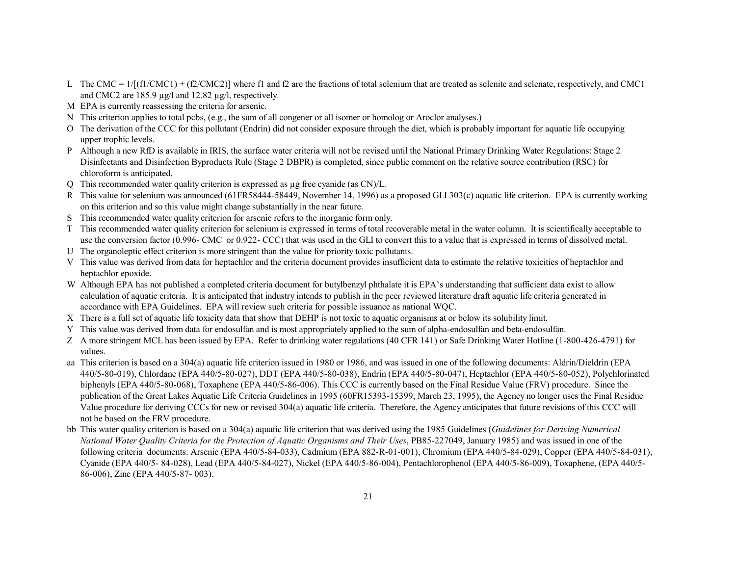L The CMC = $1/[(f1/CMC1) + (f2/CMC2)]$ where f1 and f2 are the fractions of total selenium that are treated as selenite and selenate, respectively, and CMC1 and CMC2 are 185.9 µg/l and 12.82 µg/l, respectively.

M EPA is currently reassessing the criteria for arsenic.

N This criterion applies to total pcbs, (e.g., the sum of all congener or all isomer or homolog or Aroclor analyses.)

O The derivation of the CCC for this pollutant (Endrin) did not consider exposure through the diet, which is probably important for aquatic life occupying upper trophic levels.

P Although a new RfD is available in IRIS, the surface water criteria will not be revised until the National Primary Drinking Water Regulations: Stage 2 Disinfectants and Disinfection Byproducts Rule (Stage 2 DBPR) is completed, since public comment on the relative source contribution (RSC) for chloroform is anticipated.

Q This recommended water quality criterion is expressed as µg free cyanide (as CN)/L.

R This value for selenium was announced (61FR58444-58449, November 14, 1996) as a proposed GLI 303(c) aquatic life criterion. EPA is currently working on this criterion and so this value might change substantially in the near future.

S This recommended water quality criterion for arsenic refers to the inorganic form only.

T This recommended water quality criterion for selenium is expressed in terms of total recoverable metal in the water column. It is scientifically acceptable to use the conversion factor (0.996- CMC or 0.922- CCC) that was used in the GLI to convert this to a value that is expressed in terms of dissolved metal.

U The organoleptic effect criterion is more stringent than the value for priority toxic pollutants.

V This value was derived from data for heptachlor and the criteria document provides insufficient data to estimate the relative toxicities of heptachlor and heptachlor epoxide.

W Although EPA has not published a completed criteria document for butylbenzyl phthalate it is EPA's understanding that sufficient data exist to allow calculation of aquatic criteria. It is anticipated that industry intends to publish in the peer reviewed literature draft aquatic life criteria generated in accordance with EPA Guidelines. EPA will review such criteria for possible issuance as national WQC.

X There is a full set of aquatic life toxicity data that show that DEHP is not toxic to aquatic organisms at or below its solubility limit.

Y This value was derived from data for endosulfan and is most appropriately applied to the sum of alpha-endosulfan and beta-endosulfan.

Z A more stringent MCL has been issued by EPA. Refer to drinking water regulations (40 CFR 141) or Safe Drinking Water Hotline (1-800-426-4791) for values.

aa This criterion is based on a 304(a) aquatic life criterion issued in 1980 or 1986, and was issued in one of the following documents: Aldrin/Dieldrin (EPA 440/5-80-019), Chlordane (EPA 440/5-80-027), DDT (EPA 440/5-80-038), Endrin (EPA 440/5-80-047), Heptachlor (EPA 440/5-80-052), Polychlorinated biphenyls (EPA 440/5-80-068), Toxaphene (EPA 440/5-86-006). This CCC is currently based on the Final Residue Value (FRV) procedure. Since the publication of the Great Lakes Aquatic Life Criteria Guidelines in 1995 (60FR15393-15399, March 23, 1995), the Agency no longer uses the Final Residue Value procedure for deriving CCCs for new or revised 304(a) aquatic life criteria. Therefore, the Agency anticipates that future revisions of this CCC will not be based on the FRV procedure.

bb This water quality criterion is based on a 304(a) aquatic life criterion that was derived using the 1985 Guidelines (*Guidelines for Deriving Numerical National Water Quality Criteria for the Protection of Aquatic Organisms and Their Uses*, PB85-227049, January 1985) and was issued in one of the following criteria documents: Arsenic (EPA 440/5-84-033), Cadmium (EPA 882-R-01-001), Chromium (EPA 440/5-84-029), Copper (EPA 440/5-84-031), Cyanide (EPA 440/5- 84-028), Lead (EPA 440/5-84-027), Nickel (EPA 440/5-86-004), Pentachlorophenol (EPA 440/5-86-009), Toxaphene, (EPA 440/5-86-006), Zinc (EPA 440/5-87- 003).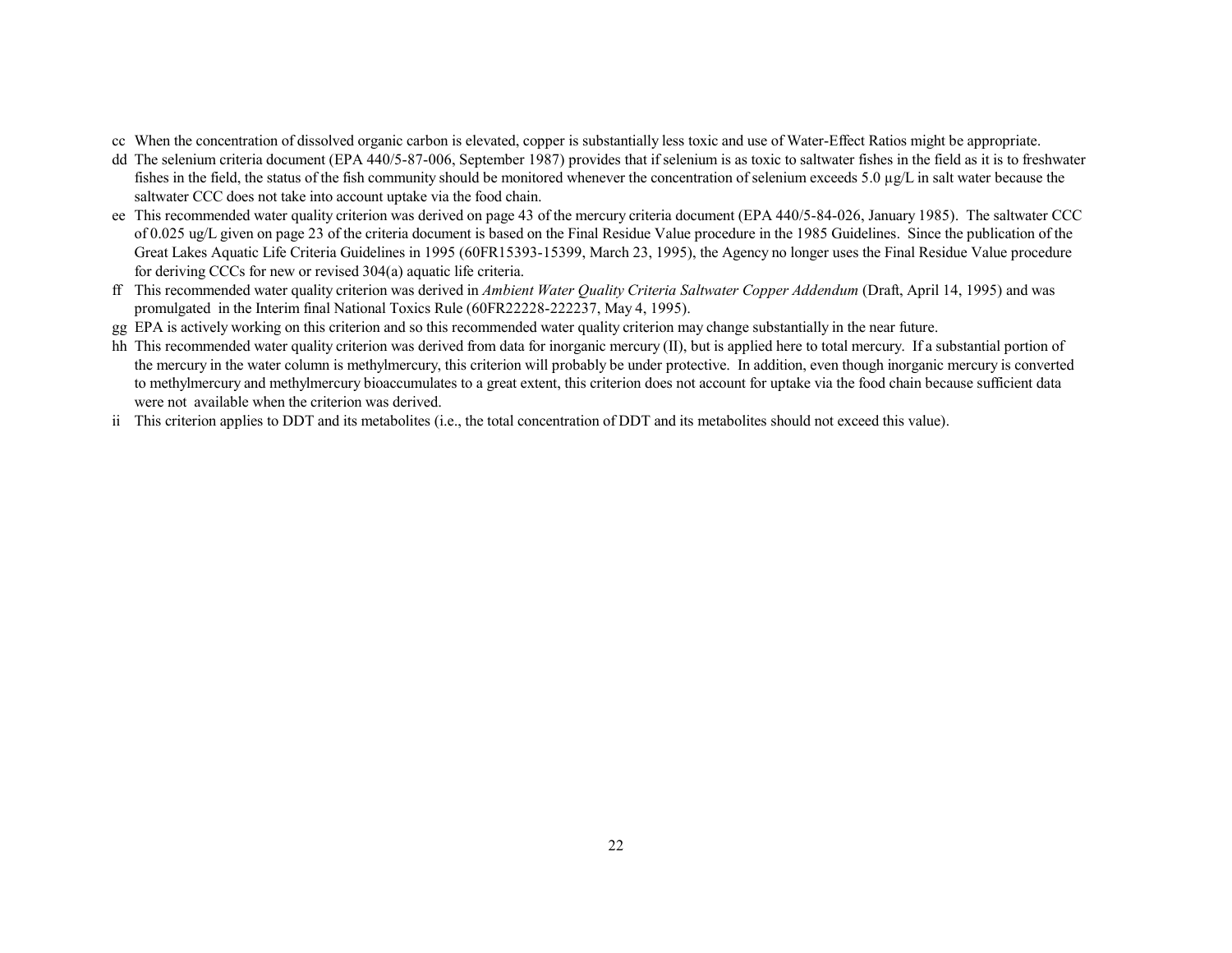cc When the concentration of dissolved organic carbon is elevated, copper is substantially less toxic and use of Water-Effect Ratios might be appropriate.

dd The selenium criteria document (EPA 440/5-87-006, September 1987) provides that if selenium is as toxic to saltwater fishes in the field as it is to freshwater fishes in the field, the status of the fish community should be monitored whenever the concentration of selenium exceeds 5.0 µg/L in salt water because the saltwater CCC does not take into account uptake via the food chain.

ee This recommended water quality criterion was derived on page 43 of the mercury criteria document (EPA 440/5-84-026, January 1985). The saltwater CCC of 0.025 ug/L given on page 23 of the criteria document is based on the Final Residue Value procedure in the 1985 Guidelines. Since the publication of the Great Lakes Aquatic Life Criteria Guidelines in 1995 (60FR15393-15399, March 23, 1995), the Agency no longer uses the Final Residue Value procedure for deriving CCCs for new or revised 304(a) aquatic life criteria.

ff This recommended water quality criterion was derived in *Ambient Water Quality Criteria Saltwater Copper Addendum* (Draft, April 14, 1995) and was promulgated in the Interim final National Toxics Rule (60FR22228-222237, May 4, 1995).

gg EPA is actively working on this criterion and so this recommended water quality criterion may change substantially in the near future.

hh This recommended water quality criterion was derived from data for inorganic mercury (II), but is applied here to total mercury. If a substantial portion of the mercury in the water column is methylmercury, this criterion will probably be under protective. In addition, even though inorganic mercury is converted to methylmercury and methylmercury bioaccumulates to a great extent, this criterion does not account for uptake via the food chain because sufficient data were not available when the criterion was derived.

ii This criterion applies to DDT and its metabolites (i.e., the total concentration of DDT and its metabolites should not exceed this value).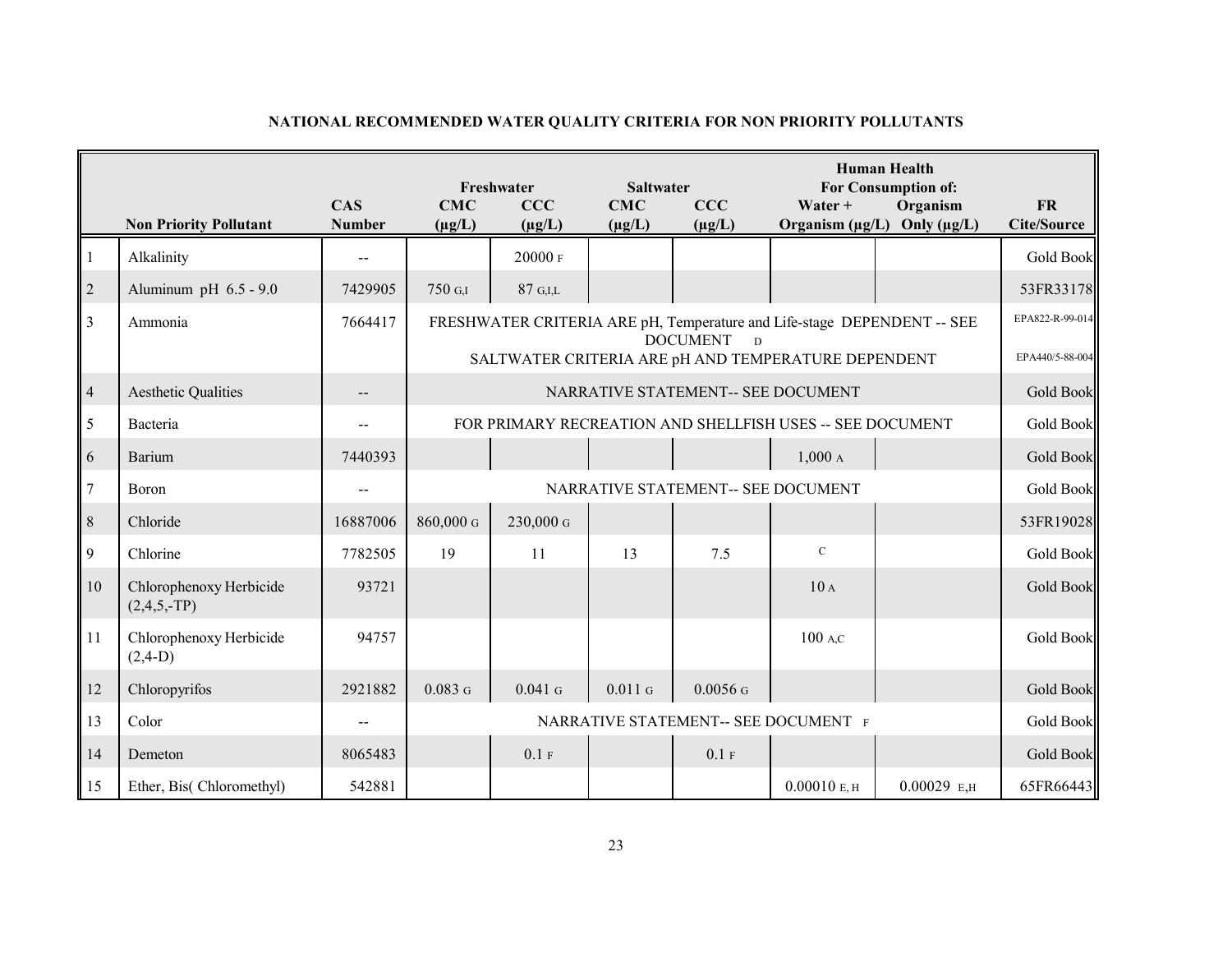**NATIONAL RECOMMENDED WATER QUALITY CRITERIA FOR NON PRIORITY POLLUTANTS**

| | Non Priority Pollutant | CAS Number | Freshwater CMC (µg/L) | Freshwater CCC (µg/L) | Saltwater CMC (µg/L) | Saltwater CCC (µg/L) | Human Health For Consumption of: Water + Organism (µg/L) | Human Health For Consumption of: Organism Only (µg/L) | FR Cite/Source |
|---|---|---|---|---|---|---|---|---|---|
| 1 | Alkalinity | -- | | 20000 F | | | | | Gold Book |
| 2 | Aluminum pH 6.5 - 9.0 | 7429905 | 750 G,I | 87 G,I,L | | | | | 53FR33178 |
| 3 | Ammonia | 7664417 | FRESHWATER CRITERIA ARE pH, Temperature and Life-stage DEPENDENT -- SEE DOCUMENT D<br>SALTWATER CRITERIA ARE pH AND TEMPERATURE DEPENDENT | | | | | | EPA822-R-99-014<br>EPA440/5-88-004 |
| 4 | Aesthetic Qualities | -- | NARRATIVE STATEMENT-- SEE DOCUMENT | | | | | | Gold Book |
| 5 | Bacteria | -- | FOR PRIMARY RECREATION AND SHELLFISH USES -- SEE DOCUMENT | | | | | | Gold Book |
| 6 | Barium | 7440393 | | | | | 1,000 A | | Gold Book |
| 7 | Boron | -- | NARRATIVE STATEMENT-- SEE DOCUMENT | | | | | | Gold Book |
| 8 | Chloride | 16887006 | 860,000 G | 230,000 G | | | | | 53FR19028 |
| 9 | Chlorine | 7782505 | 19 | 11 | 13 | 7.5 | C | | Gold Book |
| 10 | Chlorophenoxy Herbicide (2,4,5,-TP) | 93721 | | | | | 10 A | | Gold Book |
| 11 | Chlorophenoxy Herbicide (2,4-D) | 94757 | | | | | 100 A,C | | Gold Book |
| 12 | Chloropyrifos | 2921882 | 0.083 G | 0.041 G | 0.011 G | 0.0056 G | | | Gold Book |
| 13 | Color | -- | NARRATIVE STATEMENT-- SEE DOCUMENT F | | | | | | Gold Book |
| 14 | Demeton | 8065483 | | 0.1 F | | 0.1 F | | | Gold Book |
| 15 | Ether, Bis( Chloromethyl) | 542881 | | | | | 0.00010 E, H | 0.00029 E,H | 65FR66443 |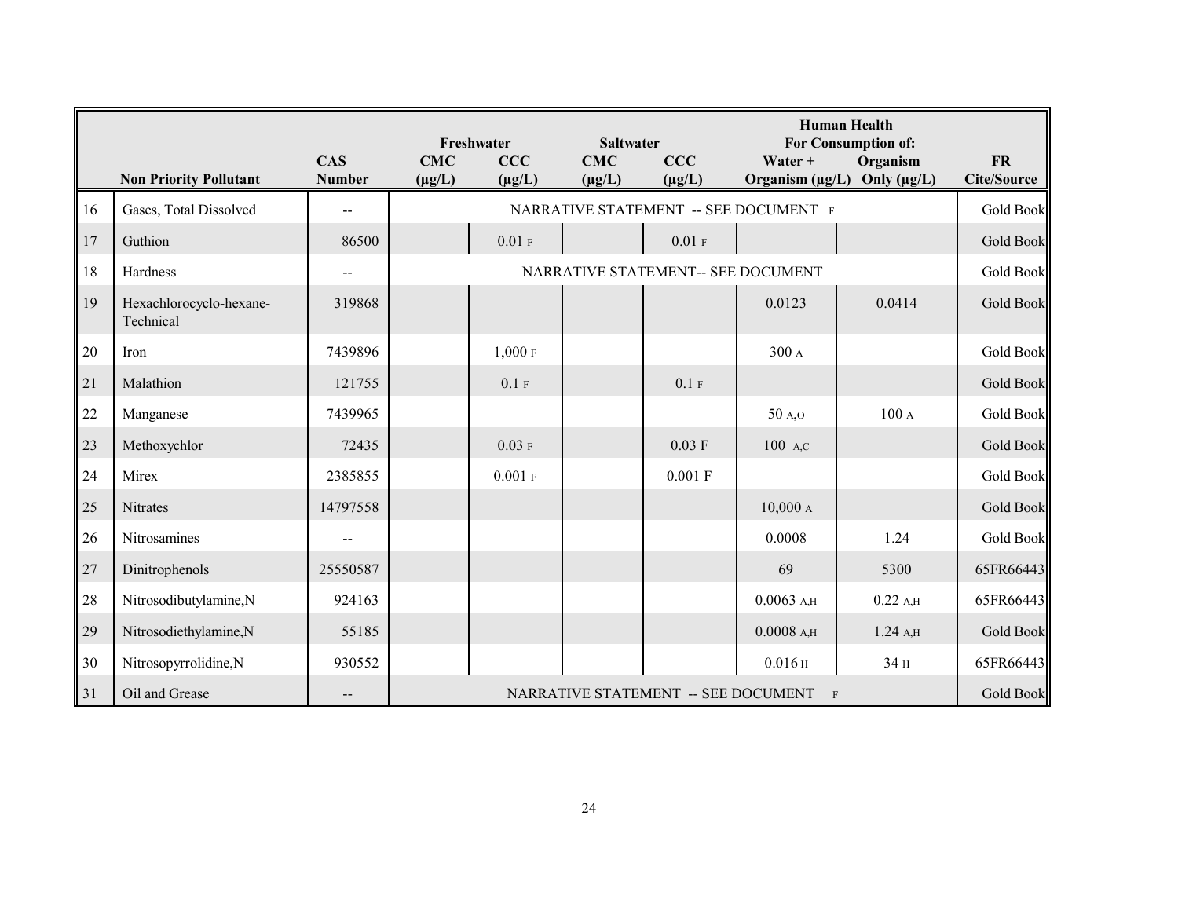| | Non Priority Pollutant | CAS Number | Freshwater CMC (µg/L) | Freshwater CCC (µg/L) | Saltwater CMC (µg/L) | Saltwater CCC (µg/L) | Human Health For Consumption of: Water + Organism (µg/L) | Human Health For Consumption of: Organism Only (µg/L) | FR Cite/Source |
|---|---|---|---|---|---|---|---|---|---|
| 16 | Gases, Total Dissolved | -- | NARRATIVE STATEMENT -- SEE DOCUMENT F | | | | | | Gold Book |
| 17 | Guthion | 86500 | | 0.01 F | | 0.01 F | | | Gold Book |
| 18 | Hardness | -- | NARRATIVE STATEMENT-- SEE DOCUMENT | | | | | | Gold Book |
| 19 | Hexachlorocyclo-hexane-Technical | 319868 | | | | | 0.0123 | 0.0414 | Gold Book |
| 20 | Iron | 7439896 | | 1,000 F | | | 300 A | | Gold Book |
| 21 | Malathion | 121755 | | 0.1 F | | 0.1 F | | | Gold Book |
| 22 | Manganese | 7439965 | | | | | 50 A,O | 100 A | Gold Book |
| 23 | Methoxychlor | 72435 | | 0.03 F | | 0.03 F | 100 A,C | | Gold Book |
| 24 | Mirex | 2385855 | | 0.001 F | | 0.001 F | | | Gold Book |
| 25 | Nitrates | 14797558 | | | | | 10,000 A | | Gold Book |
| 26 | Nitrosamines | -- | | | | | 0.0008 | 1.24 | Gold Book |
| 27 | Dinitrophenols | 25550587 | | | | | 69 | 5300 | 65FR66443 |
| 28 | Nitrosodibutylamine,N | 924163 | | | | | 0.0063 A,H | 0.22 A,H | 65FR66443 |
| 29 | Nitrosodiethylamine,N | 55185 | | | | | 0.0008 A,H | 1.24 A,H | Gold Book |
| 30 | Nitrosopyrrolidine,N | 930552 | | | | | 0.016 H | 34 H | 65FR66443 |
| 31 | Oil and Grease | -- | NARRATIVE STATEMENT -- SEE DOCUMENT F | | | | | | Gold Book |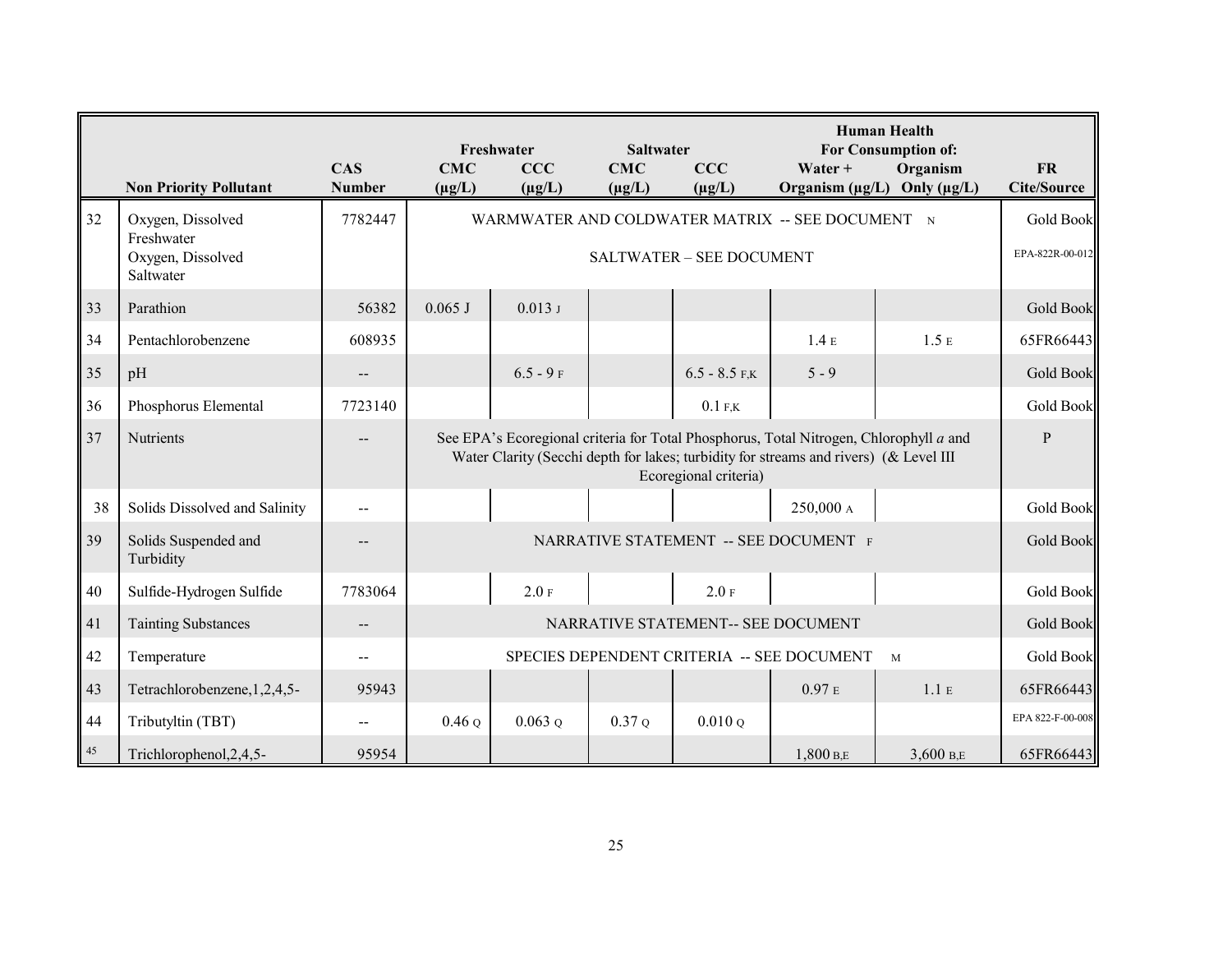| | Non Priority Pollutant | CAS Number | Freshwater CMC (µg/L) | Freshwater CCC (µg/L) | Saltwater CMC (µg/L) | Saltwater CCC (µg/L) | Human Health For Consumption of: Water + Organism (µg/L) | Human Health For Consumption of: Organism Only (µg/L) | FR Cite/Source |
|---|---|---|---|---|---|---|---|---|---|
| 32 | Oxygen, Dissolved Freshwater | 7782447 | WARMWATER AND COLDWATER MATRIX -- SEE DOCUMENT N | | | | | | Gold Book |
| | Oxygen, Dissolved Saltwater | | SALTWATER – SEE DOCUMENT | | | | | | EPA-822R-00-012 |
| 33 | Parathion | 56382 | 0.065 J | 0.013 J | | | | | Gold Book |
| 34 | Pentachlorobenzene | 608935 | | | | | 1.4 E | 1.5 E | 65FR66443 |
| 35 | pH | -- | | 6.5 - 9 F | | 6.5 - 8.5 F,K | 5 - 9 | | Gold Book |
| 36 | Phosphorus Elemental | 7723140 | | | | 0.1 F,K | | | Gold Book |
| 37 | Nutrients | -- | See EPA's Ecoregional criteria for Total Phosphorus, Total Nitrogen, Chlorophyll *a* and Water Clarity (Secchi depth for lakes; turbidity for streams and rivers) (& Level III Ecoregional criteria) | | | | | | P |
| 38 | Solids Dissolved and Salinity | -- | | | | | 250,000 A | | Gold Book |
| 39 | Solids Suspended and Turbidity | -- | NARRATIVE STATEMENT -- SEE DOCUMENT F | | | | | | Gold Book |
| 40 | Sulfide-Hydrogen Sulfide | 7783064 | | 2.0 F | | 2.0 F | | | Gold Book |
| 41 | Tainting Substances | -- | NARRATIVE STATEMENT-- SEE DOCUMENT | | | | | | Gold Book |
| 42 | Temperature | -- | SPECIES DEPENDENT CRITERIA -- SEE DOCUMENT M | | | | | | Gold Book |
| 43 | Tetrachlorobenzene,1,2,4,5- | 95943 | | | | | 0.97 E | 1.1 E | 65FR66443 |
| 44 | Tributyltin (TBT) | -- | 0.46 Q | 0.063 Q | 0.37 Q | 0.010 Q | | | EPA 822-F-00-008 |
| 45 | Trichlorophenol,2,4,5- | 95954 | | | | | 1,800 B,E | 3,600 B,E | 65FR66443 |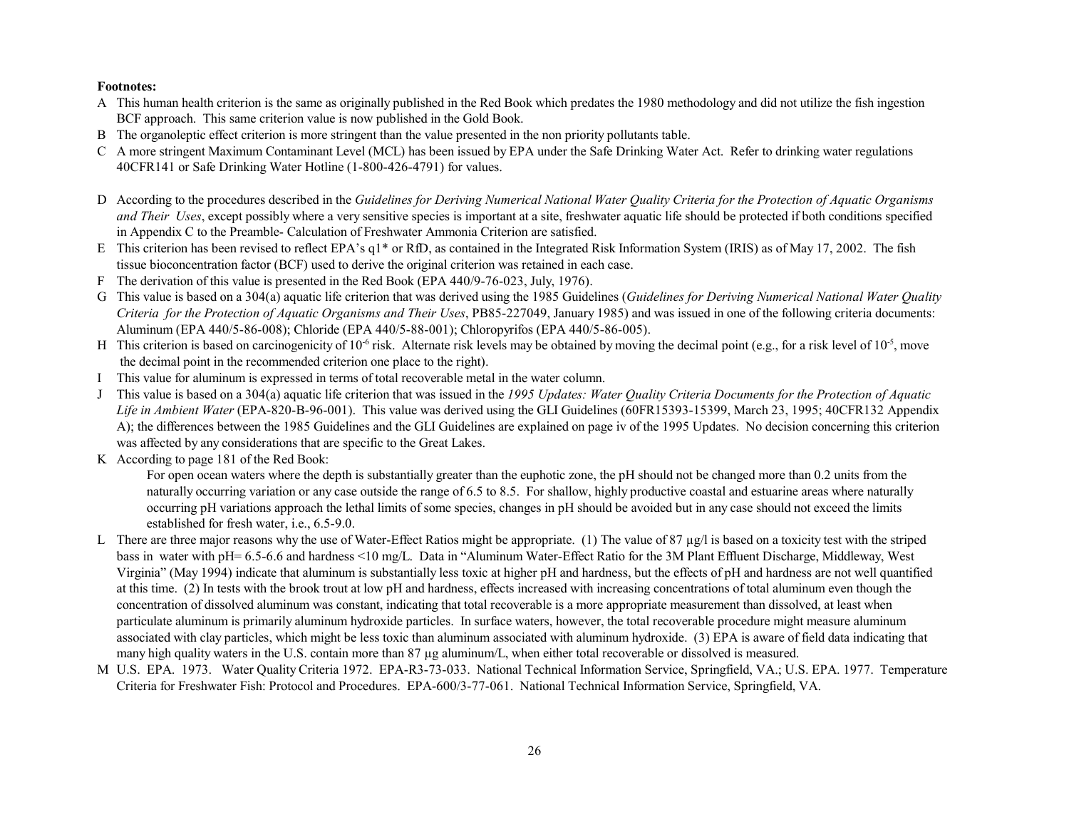**Footnotes:**

A This human health criterion is the same as originally published in the Red Book which predates the 1980 methodology and did not utilize the fish ingestion BCF approach. This same criterion value is now published in the Gold Book.

B The organoleptic effect criterion is more stringent than the value presented in the non priority pollutants table.

C A more stringent Maximum Contaminant Level (MCL) has been issued by EPA under the Safe Drinking Water Act. Refer to drinking water regulations 40CFR141 or Safe Drinking Water Hotline (1-800-426-4791) for values.

D According to the procedures described in the *Guidelines for Deriving Numerical National Water Quality Criteria for the Protection of Aquatic Organisms and Their Uses*, except possibly where a very sensitive species is important at a site, freshwater aquatic life should be protected if both conditions specified in Appendix C to the Preamble- Calculation of Freshwater Ammonia Criterion are satisfied.

E This criterion has been revised to reflect EPA's q1* or RfD, as contained in the Integrated Risk Information System (IRIS) as of May 17, 2002. The fish tissue bioconcentration factor (BCF) used to derive the original criterion was retained in each case.

F The derivation of this value is presented in the Red Book (EPA 440/9-76-023, July, 1976).

G This value is based on a 304(a) aquatic life criterion that was derived using the 1985 Guidelines (*Guidelines for Deriving Numerical National Water Quality Criteria for the Protection of Aquatic Organisms and Their Uses*, PB85-227049, January 1985) and was issued in one of the following criteria documents: Aluminum (EPA 440/5-86-008); Chloride (EPA 440/5-88-001); Chloropyrifos (EPA 440/5-86-005).

H This criterion is based on carcinogenicity of $10^{-6}$ risk. Alternate risk levels may be obtained by moving the decimal point (e.g., for a risk level of $10^{-5}$, move the decimal point in the recommended criterion one place to the right).

I This value for aluminum is expressed in terms of total recoverable metal in the water column.

J This value is based on a 304(a) aquatic life criterion that was issued in the *1995 Updates: Water Quality Criteria Documents for the Protection of Aquatic Life in Ambient Water* (EPA-820-B-96-001). This value was derived using the GLI Guidelines (60FR15393-15399, March 23, 1995; 40CFR132 Appendix A); the differences between the 1985 Guidelines and the GLI Guidelines are explained on page iv of the 1995 Updates. No decision concerning this criterion was affected by any considerations that are specific to the Great Lakes.

K According to page 181 of the Red Book:

> For open ocean waters where the depth is substantially greater than the euphotic zone, the pH should not be changed more than 0.2 units from the naturally occurring variation or any case outside the range of 6.5 to 8.5. For shallow, highly productive coastal and estuarine areas where naturally occurring pH variations approach the lethal limits of some species, changes in pH should be avoided but in any case should not exceed the limits established for fresh water, i.e., 6.5-9.0.

L There are three major reasons why the use of Water-Effect Ratios might be appropriate. (1) The value of 87 µg/l is based on a toxicity test with the striped bass in water with pH= 6.5-6.6 and hardness <10 mg/L. Data in "Aluminum Water-Effect Ratio for the 3M Plant Effluent Discharge, Middleway, West Virginia" (May 1994) indicate that aluminum is substantially less toxic at higher pH and hardness, but the effects of pH and hardness are not well quantified at this time. (2) In tests with the brook trout at low pH and hardness, effects increased with increasing concentrations of total aluminum even though the concentration of dissolved aluminum was constant, indicating that total recoverable is a more appropriate measurement than dissolved, at least when particulate aluminum is primarily aluminum hydroxide particles. In surface waters, however, the total recoverable procedure might measure aluminum associated with clay particles, which might be less toxic than aluminum associated with aluminum hydroxide. (3) EPA is aware of field data indicating that many high quality waters in the U.S. contain more than 87 µg aluminum/L, when either total recoverable or dissolved is measured.

M U.S. EPA. 1973. Water Quality Criteria 1972. EPA-R3-73-033. National Technical Information Service, Springfield, VA.; U.S. EPA. 1977. Temperature Criteria for Freshwater Fish: Protocol and Procedures. EPA-600/3-77-061. National Technical Information Service, Springfield, VA.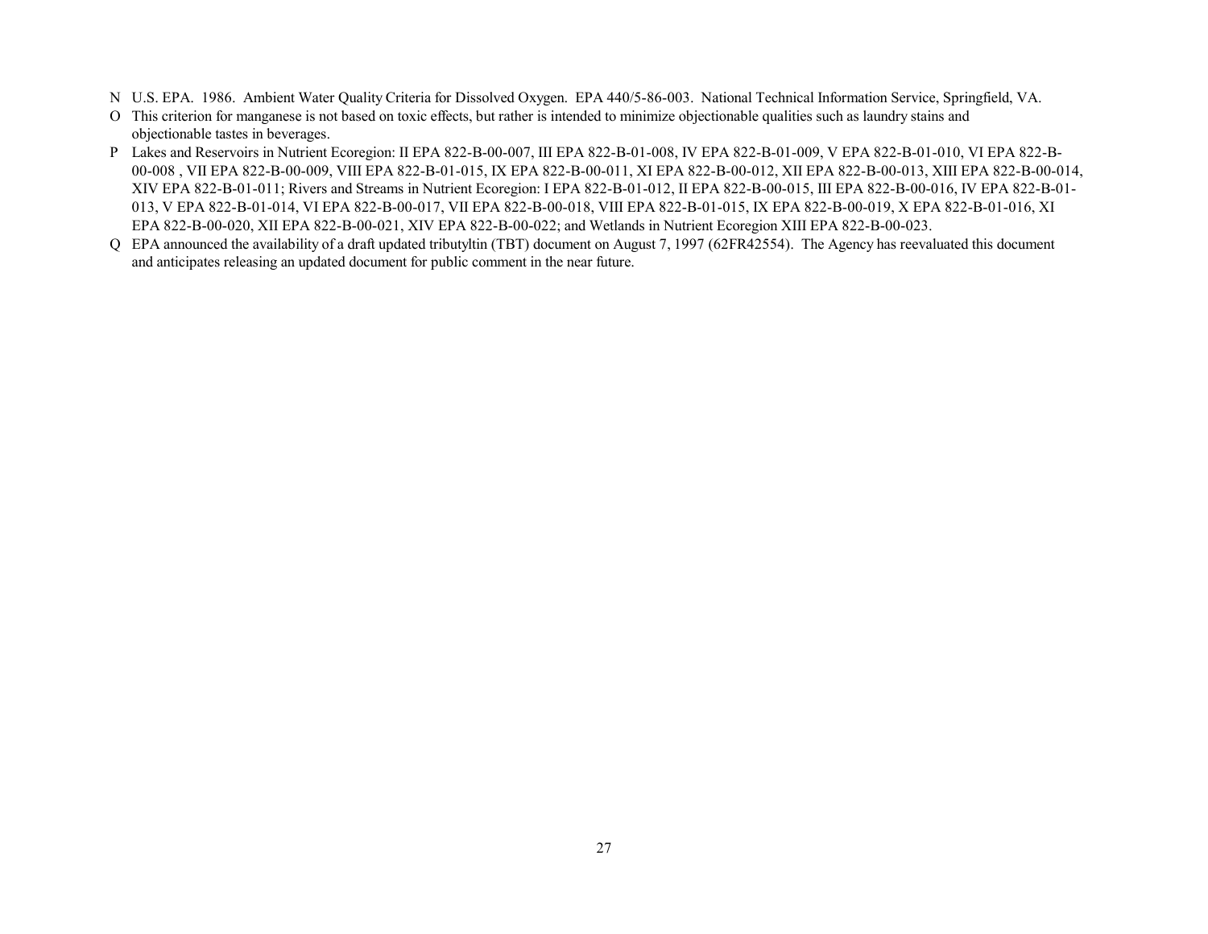N U.S. EPA. 1986. Ambient Water Quality Criteria for Dissolved Oxygen. EPA 440/5-86-003. National Technical Information Service, Springfield, VA.

O This criterion for manganese is not based on toxic effects, but rather is intended to minimize objectionable qualities such as laundry stains and objectionable tastes in beverages.

P Lakes and Reservoirs in Nutrient Ecoregion: II EPA 822-B-00-007, III EPA 822-B-01-008, IV EPA 822-B-01-009, V EPA 822-B-01-010, VI EPA 822-B-00-008 , VII EPA 822-B-00-009, VIII EPA 822-B-01-015, IX EPA 822-B-00-011, XI EPA 822-B-00-012, XII EPA 822-B-00-013, XIII EPA 822-B-00-014, XIV EPA 822-B-01-011; Rivers and Streams in Nutrient Ecoregion: I EPA 822-B-01-012, II EPA 822-B-00-015, III EPA 822-B-00-016, IV EPA 822-B-01-013, V EPA 822-B-01-014, VI EPA 822-B-00-017, VII EPA 822-B-00-018, VIII EPA 822-B-01-015, IX EPA 822-B-00-019, X EPA 822-B-01-016, XI EPA 822-B-00-020, XII EPA 822-B-00-021, XIV EPA 822-B-00-022; and Wetlands in Nutrient Ecoregion XIII EPA 822-B-00-023.

Q EPA announced the availability of a draft updated tributyltin (TBT) document on August 7, 1997 (62FR42554). The Agency has reevaluated this document and anticipates releasing an updated document for public comment in the near future.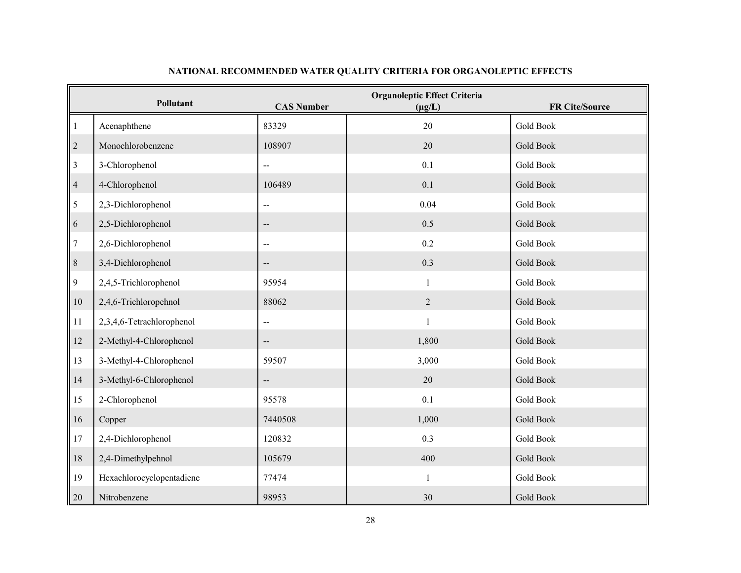## NATIONAL RECOMMENDED WATER QUALITY CRITERIA FOR ORGANOLEPTIC EFFECTS

| | Pollutant | CAS Number | Organoleptic Effect Criteria (µg/L) | FR Cite/Source |
|---|---|---|---|---|
| 1 | Acenaphthene | 83329 | 20 | Gold Book |
| 2 | Monochlorobenzene | 108907 | 20 | Gold Book |
| 3 | 3-Chlorophenol | -- | 0.1 | Gold Book |
| 4 | 4-Chlorophenol | 106489 | 0.1 | Gold Book |
| 5 | 2,3-Dichlorophenol | -- | 0.04 | Gold Book |
| 6 | 2,5-Dichlorophenol | -- | 0.5 | Gold Book |
| 7 | 2,6-Dichlorophenol | -- | 0.2 | Gold Book |
| 8 | 3,4-Dichlorophenol | -- | 0.3 | Gold Book |
| 9 | 2,4,5-Trichlorophenol | 95954 | 1 | Gold Book |
| 10 | 2,4,6-Trichloropehnol | 88062 | 2 | Gold Book |
| 11 | 2,3,4,6-Tetrachlorophenol | -- | 1 | Gold Book |
| 12 | 2-Methyl-4-Chlorophenol | -- | 1,800 | Gold Book |
| 13 | 3-Methyl-4-Chlorophenol | 59507 | 3,000 | Gold Book |
| 14 | 3-Methyl-6-Chlorophenol | -- | 20 | Gold Book |
| 15 | 2-Chlorophenol | 95578 | 0.1 | Gold Book |
| 16 | Copper | 7440508 | 1,000 | Gold Book |
| 17 | 2,4-Dichlorophenol | 120832 | 0.3 | Gold Book |
| 18 | 2,4-Dimethylpehnol | 105679 | 400 | Gold Book |
| 19 | Hexachlorocyclopentadiene | 77474 | 1 | Gold Book |
| 20 | Nitrobenzene | 98953 | 30 | Gold Book |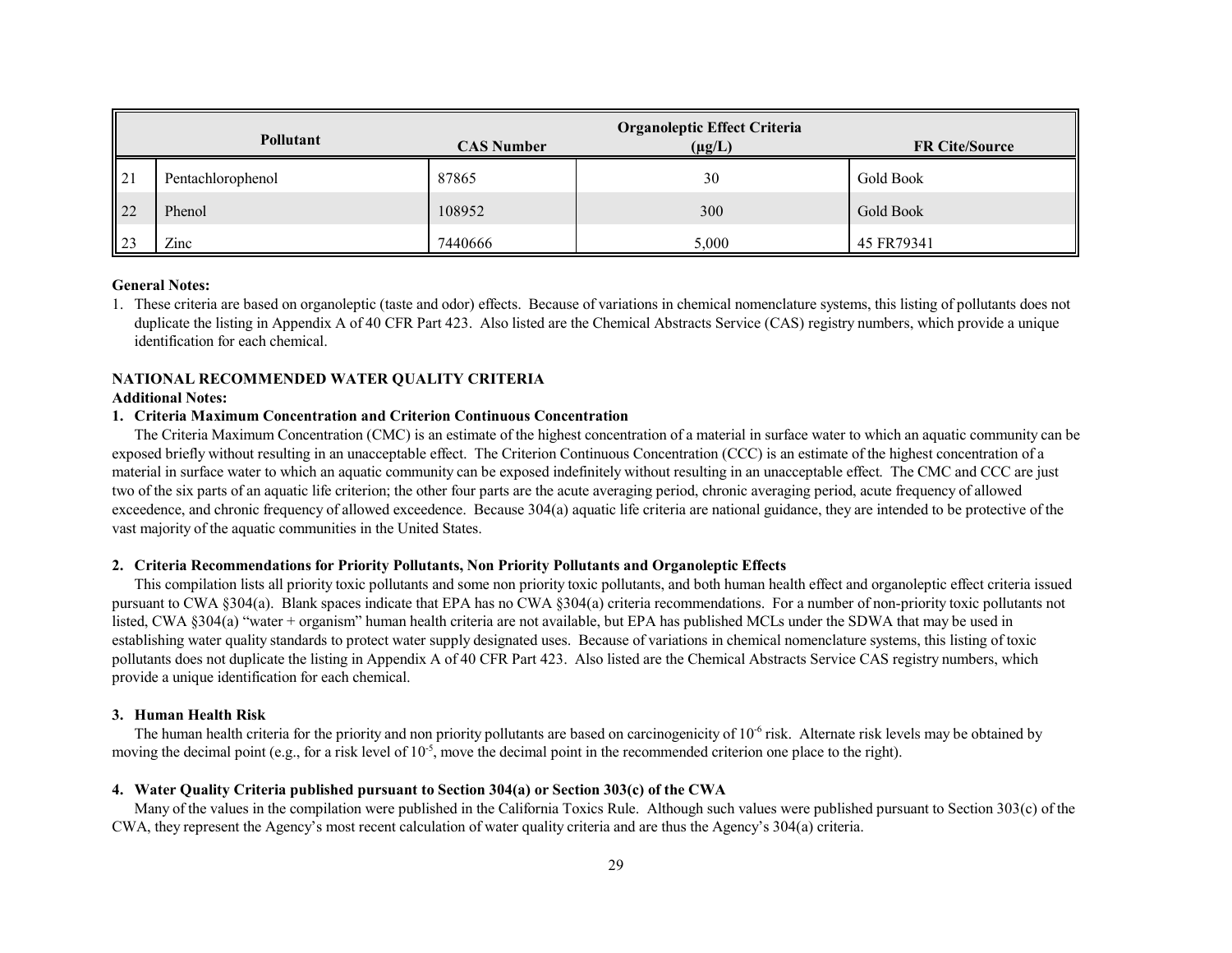| | Pollutant | CAS Number | Organoleptic Effect Criteria (µg/L) | FR Cite/Source |
|---|---|---|---|---|
| 21 | Pentachlorophenol | 87865 | 30 | Gold Book |
| 22 | Phenol | 108952 | 300 | Gold Book |
| 23 | Zinc | 7440666 | 5,000 | 45 FR79341 |

**General Notes:**

1. These criteria are based on organoleptic (taste and odor) effects. Because of variations in chemical nomenclature systems, this listing of pollutants does not duplicate the listing in Appendix A of 40 CFR Part 423. Also listed are the Chemical Abstracts Service (CAS) registry numbers, which provide a unique identification for each chemical.

**NATIONAL RECOMMENDED WATER QUALITY CRITERIA**

**Additional Notes:**

**1. Criteria Maximum Concentration and Criterion Continuous Concentration**

The Criteria Maximum Concentration (CMC) is an estimate of the highest concentration of a material in surface water to which an aquatic community can be exposed briefly without resulting in an unacceptable effect. The Criterion Continuous Concentration (CCC) is an estimate of the highest concentration of a material in surface water to which an aquatic community can be exposed indefinitely without resulting in an unacceptable effect. The CMC and CCC are just two of the six parts of an aquatic life criterion; the other four parts are the acute averaging period, chronic averaging period, acute frequency of allowed exceedence, and chronic frequency of allowed exceedence. Because 304(a) aquatic life criteria are national guidance, they are intended to be protective of the vast majority of the aquatic communities in the United States.

**2. Criteria Recommendations for Priority Pollutants, Non Priority Pollutants and Organoleptic Effects**

This compilation lists all priority toxic pollutants and some non priority toxic pollutants, and both human health effect and organoleptic effect criteria issued pursuant to CWA §304(a). Blank spaces indicate that EPA has no CWA §304(a) criteria recommendations. For a number of non-priority toxic pollutants not listed, CWA §304(a) "water + organism" human health criteria are not available, but EPA has published MCLs under the SDWA that may be used in establishing water quality standards to protect water supply designated uses. Because of variations in chemical nomenclature systems, this listing of toxic pollutants does not duplicate the listing in Appendix A of 40 CFR Part 423. Also listed are the Chemical Abstracts Service CAS registry numbers, which provide a unique identification for each chemical.

**3. Human Health Risk**

The human health criteria for the priority and non priority pollutants are based on carcinogenicity of $10^{-6}$ risk. Alternate risk levels may be obtained by moving the decimal point (e.g., for a risk level of $10^{-5}$, move the decimal point in the recommended criterion one place to the right).

**4. Water Quality Criteria published pursuant to Section 304(a) or Section 303(c) of the CWA**

Many of the values in the compilation were published in the California Toxics Rule. Although such values were published pursuant to Section 303(c) of the CWA, they represent the Agency's most recent calculation of water quality criteria and are thus the Agency's 304(a) criteria.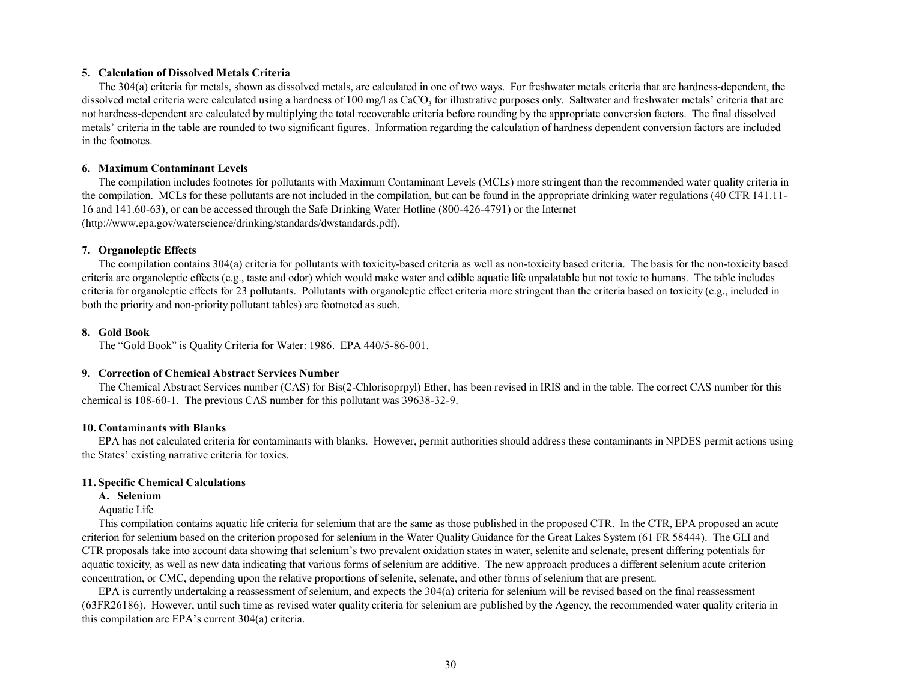### 5. Calculation of Dissolved Metals Criteria

The 304(a) criteria for metals, shown as dissolved metals, are calculated in one of two ways. For freshwater metals criteria that are hardness-dependent, the dissolved metal criteria were calculated using a hardness of 100 mg/l as $CaCO_3$ for illustrative purposes only. Saltwater and freshwater metals' criteria that are not hardness-dependent are calculated by multiplying the total recoverable criteria before rounding by the appropriate conversion factors. The final dissolved metals' criteria in the table are rounded to two significant figures. Information regarding the calculation of hardness dependent conversion factors are included in the footnotes.

### 6. Maximum Contaminant Levels

The compilation includes footnotes for pollutants with Maximum Contaminant Levels (MCLs) more stringent than the recommended water quality criteria in the compilation. MCLs for these pollutants are not included in the compilation, but can be found in the appropriate drinking water regulations (40 CFR 141.11-16 and 141.60-63), or can be accessed through the Safe Drinking Water Hotline (800-426-4791) or the Internet (http://www.epa.gov/waterscience/drinking/standards/dwstandards.pdf).

### 7. Organoleptic Effects

The compilation contains 304(a) criteria for pollutants with toxicity-based criteria as well as non-toxicity based criteria. The basis for the non-toxicity based criteria are organoleptic effects (e.g., taste and odor) which would make water and edible aquatic life unpalatable but not toxic to humans. The table includes criteria for organoleptic effects for 23 pollutants. Pollutants with organoleptic effect criteria more stringent than the criteria based on toxicity (e.g., included in both the priority and non-priority pollutant tables) are footnoted as such.

### 8. Gold Book

The "Gold Book" is Quality Criteria for Water: 1986. EPA 440/5-86-001.

### 9. Correction of Chemical Abstract Services Number

The Chemical Abstract Services number (CAS) for Bis(2-Chlorisoprpyl) Ether, has been revised in IRIS and in the table. The correct CAS number for this chemical is 108-60-1. The previous CAS number for this pollutant was 39638-32-9.

### 10. Contaminants with Blanks

EPA has not calculated criteria for contaminants with blanks. However, permit authorities should address these contaminants in NPDES permit actions using the States' existing narrative criteria for toxics.

### 11. Specific Chemical Calculations

#### A. Selenium

Aquatic Life

This compilation contains aquatic life criteria for selenium that are the same as those published in the proposed CTR. In the CTR, EPA proposed an acute criterion for selenium based on the criterion proposed for selenium in the Water Quality Guidance for the Great Lakes System (61 FR 58444). The GLI and CTR proposals take into account data showing that selenium's two prevalent oxidation states in water, selenite and selenate, present differing potentials for aquatic toxicity, as well as new data indicating that various forms of selenium are additive. The new approach produces a different selenium acute criterion concentration, or CMC, depending upon the relative proportions of selenite, selenate, and other forms of selenium that are present.

EPA is currently undertaking a reassessment of selenium, and expects the 304(a) criteria for selenium will be revised based on the final reassessment (63FR26186). However, until such time as revised water quality criteria for selenium are published by the Agency, the recommended water quality criteria in this compilation are EPA's current 304(a) criteria.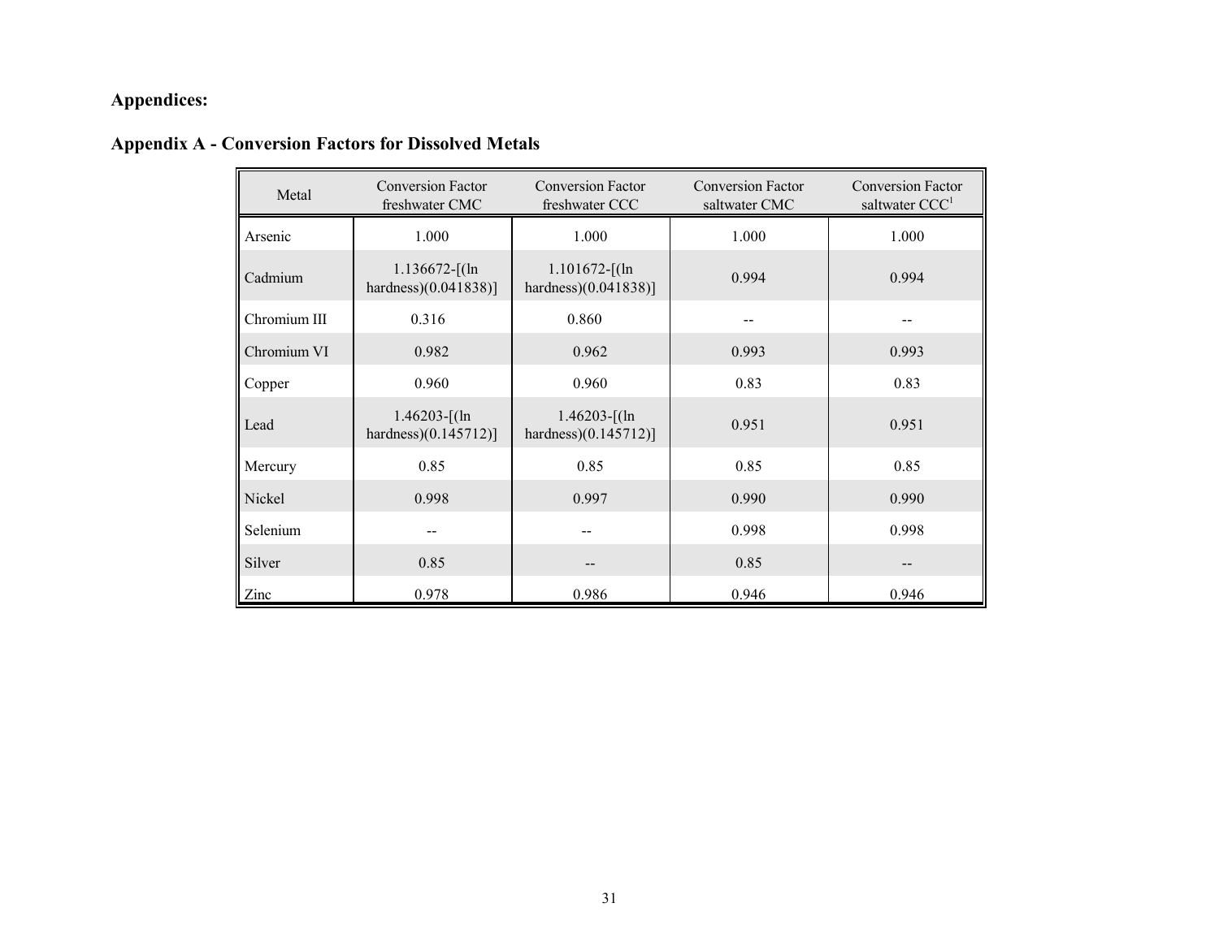**Appendices:**

**Appendix A - Conversion Factors for Dissolved Metals**

| Metal | Conversion Factor freshwater CMC | Conversion Factor freshwater CCC | Conversion Factor saltwater CMC | Conversion Factor saltwater CCC[1] |
|---|---|---|---|---|
| Arsenic | 1.000 | 1.000 | 1.000 | 1.000 |
| Cadmium | 1.136672-[(ln hardness)(0.041838)] | 1.101672-[(ln hardness)(0.041838)] | 0.994 | 0.994 |
| Chromium III | 0.316 | 0.860 | -- | -- |
| Chromium VI | 0.982 | 0.962 | 0.993 | 0.993 |
| Copper | 0.960 | 0.960 | 0.83 | 0.83 |
| Lead | 1.46203-[(ln hardness)(0.145712)] | 1.46203-[(ln hardness)(0.145712)] | 0.951 | 0.951 |
| Mercury | 0.85 | 0.85 | 0.85 | 0.85 |
| Nickel | 0.998 | 0.997 | 0.990 | 0.990 |
| Selenium | -- | -- | 0.998 | 0.998 |
| Silver | 0.85 | -- | 0.85 | -- |
| Zinc | 0.978 | 0.986 | 0.946 | 0.946 |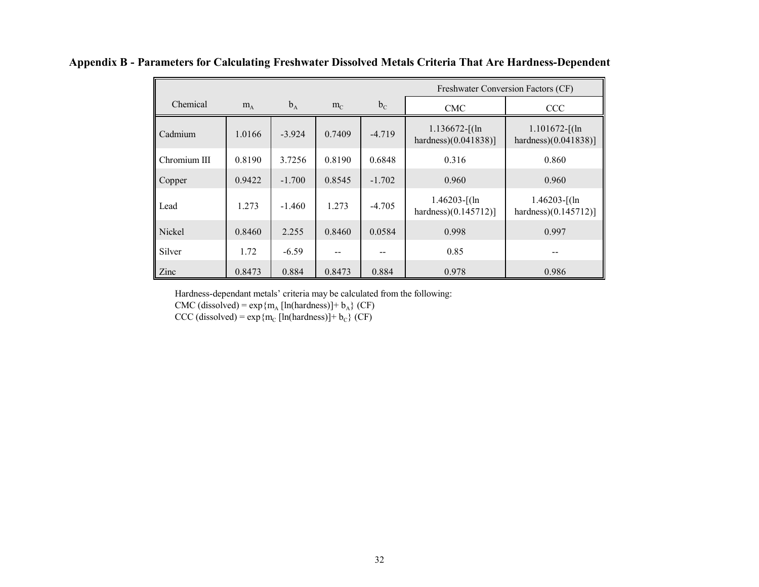## Appendix B - Parameters for Calculating Freshwater Dissolved Metals Criteria That Are Hardness-Dependent

| Chemical | $m_A$ | $b_A$ | $m_C$ | $b_C$ | Freshwater Conversion Factors (CF) | |
|---|---|---|---|---|---|---|
| | | | | | CMC | CCC |
| Cadmium | 1.0166 | -3.924 | 0.7409 | -4.719 | 1.136672-[(ln hardness)(0.041838)] | 1.101672-[(ln hardness)(0.041838)] |
| Chromium III | 0.8190 | 3.7256 | 0.8190 | 0.6848 | 0.316 | 0.860 |
| Copper | 0.9422 | -1.700 | 0.8545 | -1.702 | 0.960 | 0.960 |
| Lead | 1.273 | -1.460 | 1.273 | -4.705 | 1.46203-[(ln hardness)(0.145712)] | 1.46203-[(ln hardness)(0.145712)] |
| Nickel | 0.8460 | 2.255 | 0.8460 | 0.0584 | 0.998 | 0.997 |
| Silver | 1.72 | -6.59 | -- | -- | 0.85 | -- |
| Zinc | 0.8473 | 0.884 | 0.8473 | 0.884 | 0.978 | 0.986 |

Hardness-dependant metals' criteria may be calculated from the following:

CMC (dissolved) = $\exp\{m_A [\ln(\text{hardness})] + b_A\}$ (CF)

CCC (dissolved) = $\exp\{m_C [\ln(\text{hardness})] + b_C\}$ (CF)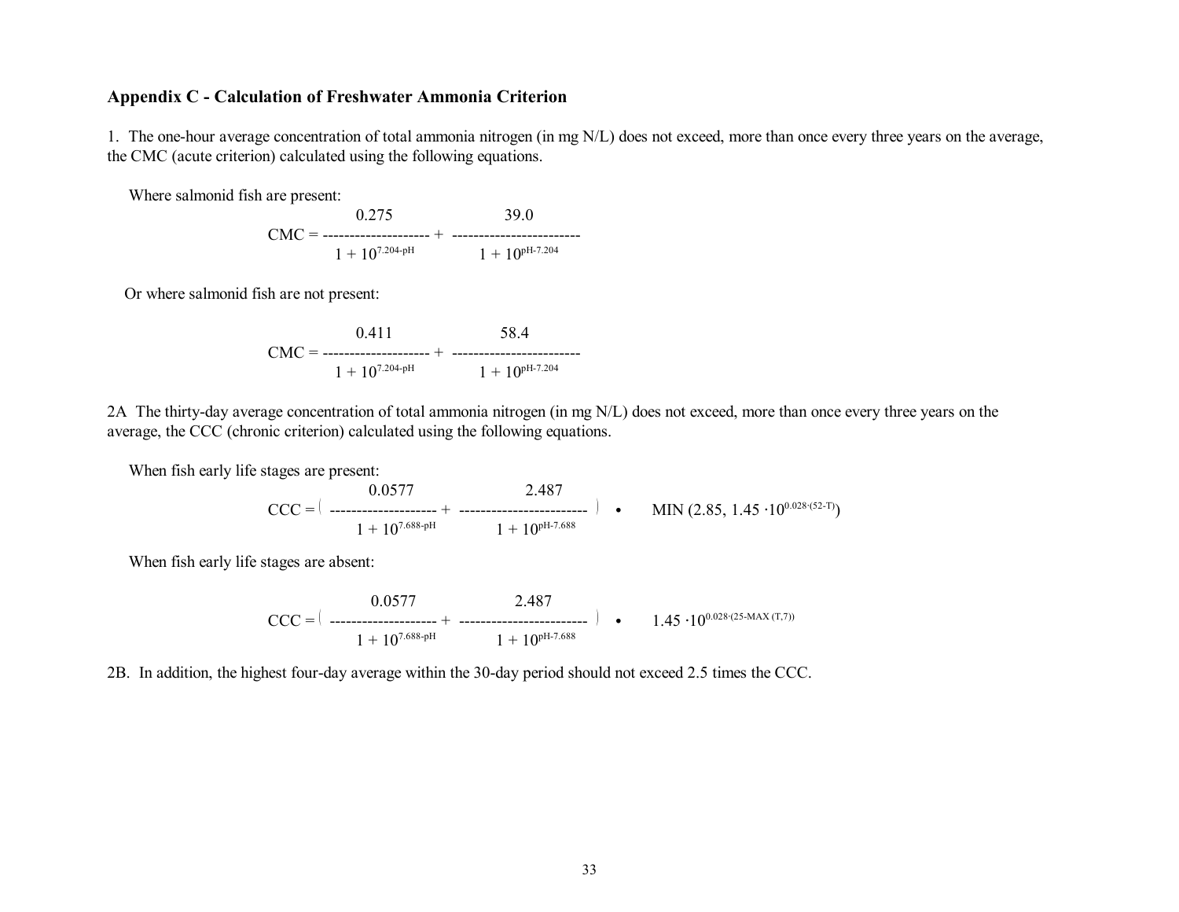## Appendix C - Calculation of Freshwater Ammonia Criterion

1. The one-hour average concentration of total ammonia nitrogen (in mg N/L) does not exceed, more than once every three years on the average, the CMC (acute criterion) calculated using the following equations.

Where salmonid fish are present:

$$CMC = \frac{0.275}{1 + 10^{7.204-pH}} + \frac{39.0}{1 + 10^{pH-7.204}}$$

Or where salmonid fish are not present:

$$CMC = \frac{0.411}{1 + 10^{7.204-pH}} + \frac{58.4}{1 + 10^{pH-7.204}}$$

2A The thirty-day average concentration of total ammonia nitrogen (in mg N/L) does not exceed, more than once every three years on the average, the CCC (chronic criterion) calculated using the following equations.

When fish early life stages are present:

$$CCC = \left( \frac{0.0577}{1 + 10^{7.688-pH}} + \frac{2.487}{1 + 10^{pH-7.688}} \right) \bullet \quad MIN\left(2.85,\ 1.45 \cdot 10^{0.028 \cdot (52-T)}\right)$$

When fish early life stages are absent:

$$CCC = \left( \frac{0.0577}{1 + 10^{7.688-pH}} + \frac{2.487}{1 + 10^{pH-7.688}} \right) \bullet \quad 1.45 \cdot 10^{0.028 \cdot (25-MAX\,(T,7))}$$

2B. In addition, the highest four-day average within the 30-day period should not exceed 2.5 times the CCC.